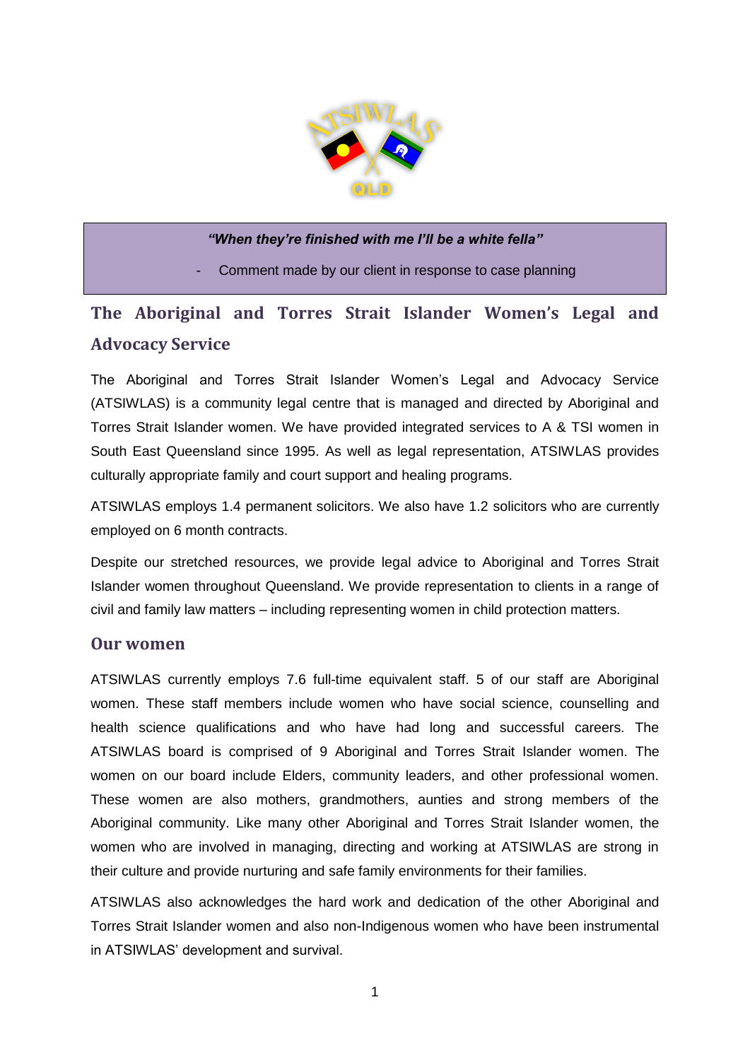***"When they're finished with me I'll be a white fella"***

- Comment made by our client in response to case planning

## The Aboriginal and Torres Strait Islander Women's Legal and Advocacy Service

The Aboriginal and Torres Strait Islander Women's Legal and Advocacy Service (ATSIWLAS) is a community legal centre that is managed and directed by Aboriginal and Torres Strait Islander women. We have provided integrated services to A & TSI women in South East Queensland since 1995. As well as legal representation, ATSIWLAS provides culturally appropriate family and court support and healing programs.

ATSIWLAS employs 1.4 permanent solicitors. We also have 1.2 solicitors who are currently employed on 6 month contracts.

Despite our stretched resources, we provide legal advice to Aboriginal and Torres Strait Islander women throughout Queensland. We provide representation to clients in a range of civil and family law matters – including representing women in child protection matters.

## Our women

ATSIWLAS currently employs 7.6 full-time equivalent staff. 5 of our staff are Aboriginal women. These staff members include women who have social science, counselling and health science qualifications and who have had long and successful careers. The ATSIWLAS board is comprised of 9 Aboriginal and Torres Strait Islander women. The women on our board include Elders, community leaders, and other professional women. These women are also mothers, grandmothers, aunties and strong members of the Aboriginal community. Like many other Aboriginal and Torres Strait Islander women, the women who are involved in managing, directing and working at ATSIWLAS are strong in their culture and provide nurturing and safe family environments for their families.

ATSIWLAS also acknowledges the hard work and dedication of the other Aboriginal and Torres Strait Islander women and also non-Indigenous women who have been instrumental in ATSIWLAS' development and survival.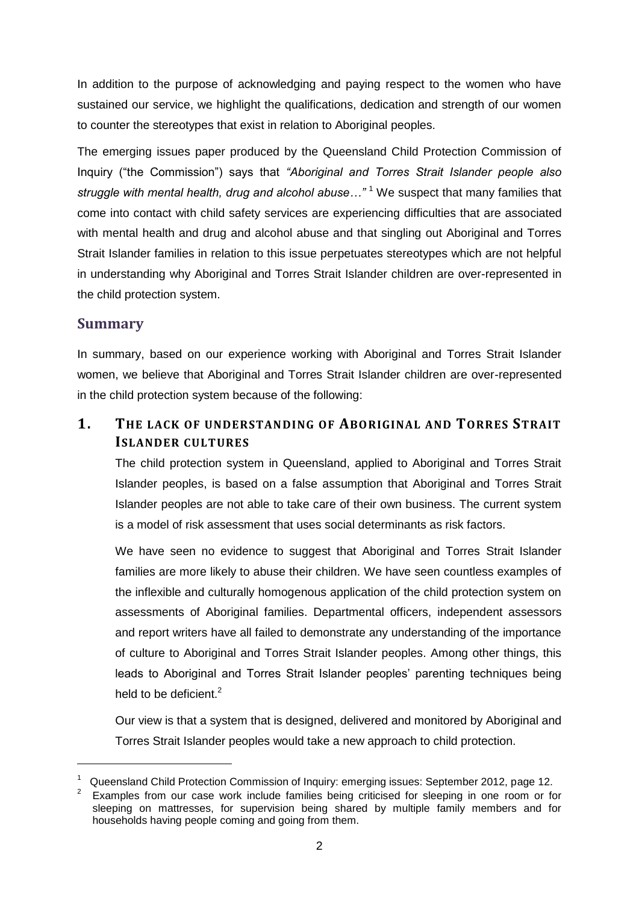In addition to the purpose of acknowledging and paying respect to the women who have sustained our service, we highlight the qualifications, dedication and strength of our women to counter the stereotypes that exist in relation to Aboriginal peoples.

The emerging issues paper produced by the Queensland Child Protection Commission of Inquiry ("the Commission") says that *"Aboriginal and Torres Strait Islander people also struggle with mental health, drug and alcohol abuse…"* [1] We suspect that many families that come into contact with child safety services are experiencing difficulties that are associated with mental health and drug and alcohol abuse and that singling out Aboriginal and Torres Strait Islander families in relation to this issue perpetuates stereotypes which are not helpful in understanding why Aboriginal and Torres Strait Islander children are over-represented in the child protection system.

## Summary

In summary, based on our experience working with Aboriginal and Torres Strait Islander women, we believe that Aboriginal and Torres Strait Islander children are over-represented in the child protection system because of the following:

### 1. The lack of understanding of Aboriginal and Torres Strait Islander cultures

The child protection system in Queensland, applied to Aboriginal and Torres Strait Islander peoples, is based on a false assumption that Aboriginal and Torres Strait Islander peoples are not able to take care of their own business. The current system is a model of risk assessment that uses social determinants as risk factors.

We have seen no evidence to suggest that Aboriginal and Torres Strait Islander families are more likely to abuse their children. We have seen countless examples of the inflexible and culturally homogenous application of the child protection system on assessments of Aboriginal families. Departmental officers, independent assessors and report writers have all failed to demonstrate any understanding of the importance of culture to Aboriginal and Torres Strait Islander peoples. Among other things, this leads to Aboriginal and Torres Strait Islander peoples' parenting techniques being held to be deficient.[2]

Our view is that a system that is designed, delivered and monitored by Aboriginal and Torres Strait Islander peoples would take a new approach to child protection.

---

[1] Queensland Child Protection Commission of Inquiry: emerging issues: September 2012, page 12.

[2] Examples from our case work include families being criticised for sleeping in one room or for sleeping on mattresses, for supervision being shared by multiple family members and for households having people coming and going from them.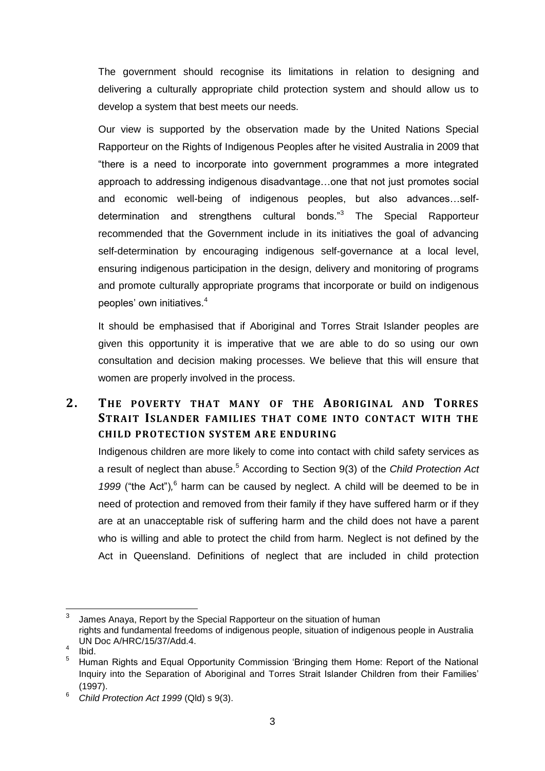The government should recognise its limitations in relation to designing and delivering a culturally appropriate child protection system and should allow us to develop a system that best meets our needs.

Our view is supported by the observation made by the United Nations Special Rapporteur on the Rights of Indigenous Peoples after he visited Australia in 2009 that "there is a need to incorporate into government programmes a more integrated approach to addressing indigenous disadvantage…one that not just promotes social and economic well-being of indigenous peoples, but also advances…self-determination and strengthens cultural bonds."[3] The Special Rapporteur recommended that the Government include in its initiatives the goal of advancing self-determination by encouraging indigenous self-governance at a local level, ensuring indigenous participation in the design, delivery and monitoring of programs and promote culturally appropriate programs that incorporate or build on indigenous peoples' own initiatives.[4]

It should be emphasised that if Aboriginal and Torres Strait Islander peoples are given this opportunity it is imperative that we are able to do so using our own consultation and decision making processes. We believe that this will ensure that women are properly involved in the process.

## 2. The poverty that many of the Aboriginal and Torres Strait Islander families that come into contact with the child protection system are enduring

Indigenous children are more likely to come into contact with child safety services as a result of neglect than abuse.[5] According to Section 9(3) of the *Child Protection Act 1999* ("the Act"),[6] harm can be caused by neglect. A child will be deemed to be in need of protection and removed from their family if they have suffered harm or if they are at an unacceptable risk of suffering harm and the child does not have a parent who is willing and able to protect the child from harm. Neglect is not defined by the Act in Queensland. Definitions of neglect that are included in child protection

---

[3] James Anaya, Report by the Special Rapporteur on the situation of human rights and fundamental freedoms of indigenous people, situation of indigenous people in Australia UN Doc A/HRC/15/37/Add.4.

[4] Ibid.

[5] Human Rights and Equal Opportunity Commission 'Bringing them Home: Report of the National Inquiry into the Separation of Aboriginal and Torres Strait Islander Children from their Families' (1997).

[6] *Child Protection Act 1999* (Qld) s 9(3).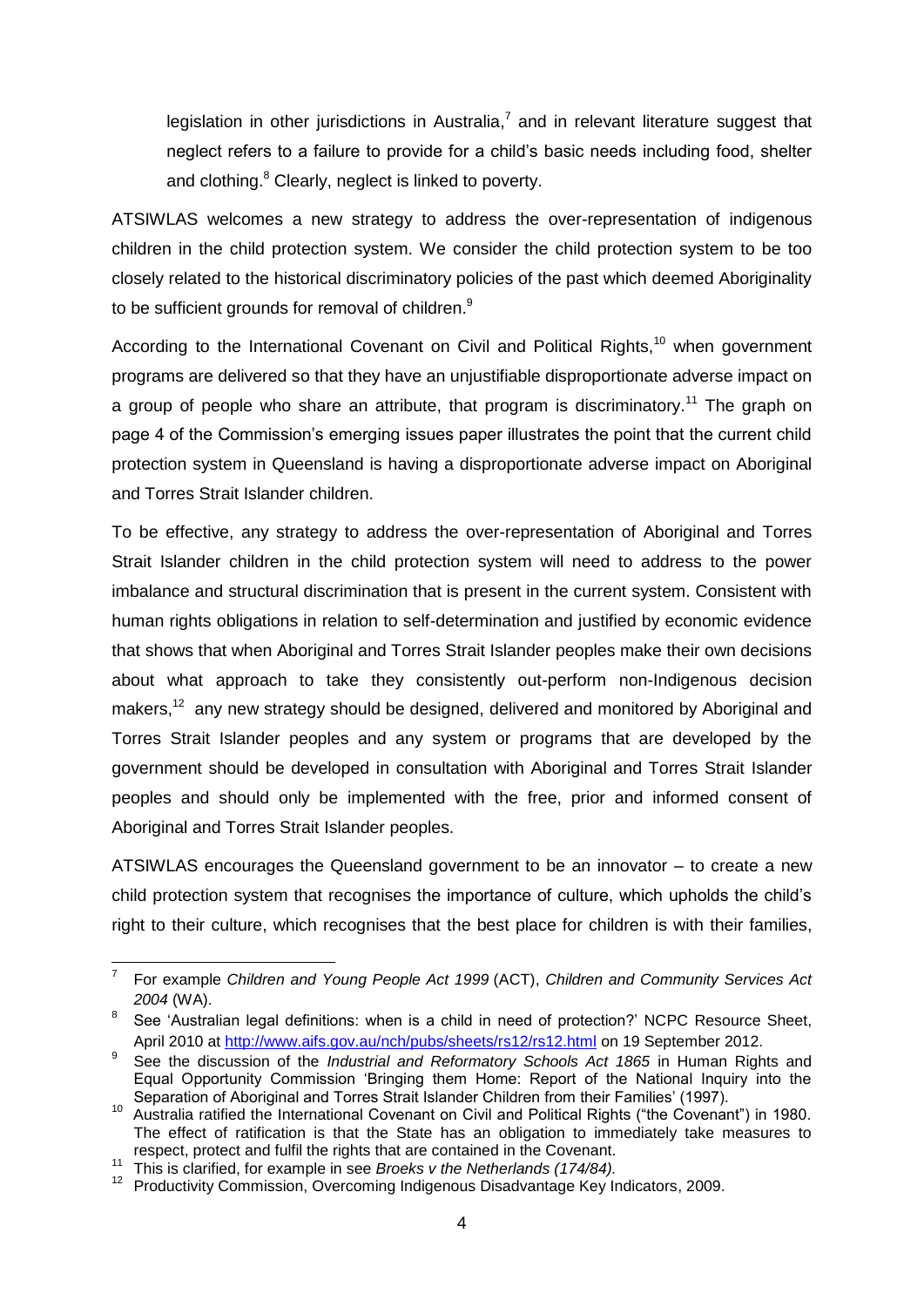legislation in other jurisdictions in Australia,[7] and in relevant literature suggest that neglect refers to a failure to provide for a child's basic needs including food, shelter and clothing.[8] Clearly, neglect is linked to poverty.

ATSIWLAS welcomes a new strategy to address the over-representation of indigenous children in the child protection system. We consider the child protection system to be too closely related to the historical discriminatory policies of the past which deemed Aboriginality to be sufficient grounds for removal of children.[9]

According to the International Covenant on Civil and Political Rights,[10] when government programs are delivered so that they have an unjustifiable disproportionate adverse impact on a group of people who share an attribute, that program is discriminatory.[11] The graph on page 4 of the Commission's emerging issues paper illustrates the point that the current child protection system in Queensland is having a disproportionate adverse impact on Aboriginal and Torres Strait Islander children.

To be effective, any strategy to address the over-representation of Aboriginal and Torres Strait Islander children in the child protection system will need to address to the power imbalance and structural discrimination that is present in the current system. Consistent with human rights obligations in relation to self-determination and justified by economic evidence that shows that when Aboriginal and Torres Strait Islander peoples make their own decisions about what approach to take they consistently out-perform non-Indigenous decision makers,[12] any new strategy should be designed, delivered and monitored by Aboriginal and Torres Strait Islander peoples and any system or programs that are developed by the government should be developed in consultation with Aboriginal and Torres Strait Islander peoples and should only be implemented with the free, prior and informed consent of Aboriginal and Torres Strait Islander peoples.

ATSIWLAS encourages the Queensland government to be an innovator – to create a new child protection system that recognises the importance of culture, which upholds the child's right to their culture, which recognises that the best place for children is with their families,

---

[7] For example *Children and Young People Act 1999* (ACT), *Children and Community Services Act 2004* (WA).

[8] See 'Australian legal definitions: when is a child in need of protection?' NCPC Resource Sheet, April 2010 at http://www.aifs.gov.au/nch/pubs/sheets/rs12/rs12.html on 19 September 2012.

[9] See the discussion of the *Industrial and Reformatory Schools Act 1865* in Human Rights and Equal Opportunity Commission 'Bringing them Home: Report of the National Inquiry into the Separation of Aboriginal and Torres Strait Islander Children from their Families' (1997).

[10] Australia ratified the International Covenant on Civil and Political Rights ("the Covenant") in 1980. The effect of ratification is that the State has an obligation to immediately take measures to respect, protect and fulfil the rights that are contained in the Covenant.

[11] This is clarified, for example in see *Broeks v the Netherlands (174/84).*

[12] Productivity Commission, Overcoming Indigenous Disadvantage Key Indicators, 2009.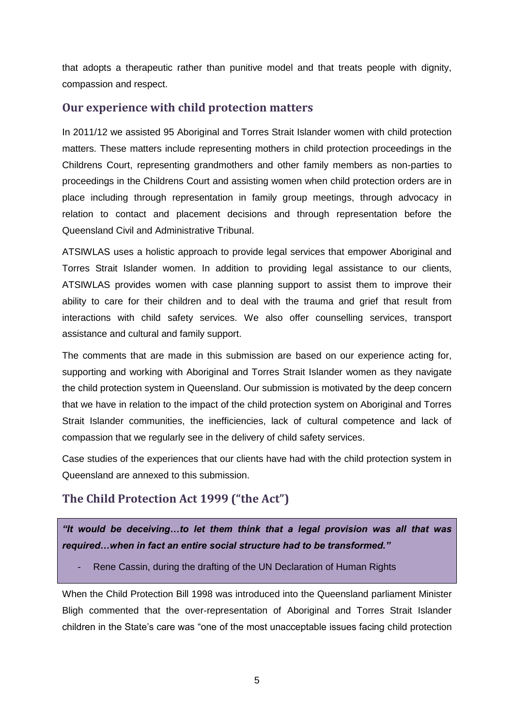that adopts a therapeutic rather than punitive model and that treats people with dignity, compassion and respect.

## Our experience with child protection matters

In 2011/12 we assisted 95 Aboriginal and Torres Strait Islander women with child protection matters. These matters include representing mothers in child protection proceedings in the Childrens Court, representing grandmothers and other family members as non-parties to proceedings in the Childrens Court and assisting women when child protection orders are in place including through representation in family group meetings, through advocacy in relation to contact and placement decisions and through representation before the Queensland Civil and Administrative Tribunal.

ATSIWLAS uses a holistic approach to provide legal services that empower Aboriginal and Torres Strait Islander women. In addition to providing legal assistance to our clients, ATSIWLAS provides women with case planning support to assist them to improve their ability to care for their children and to deal with the trauma and grief that result from interactions with child safety services. We also offer counselling services, transport assistance and cultural and family support.

The comments that are made in this submission are based on our experience acting for, supporting and working with Aboriginal and Torres Strait Islander women as they navigate the child protection system in Queensland. Our submission is motivated by the deep concern that we have in relation to the impact of the child protection system on Aboriginal and Torres Strait Islander communities, the inefficiencies, lack of cultural competence and lack of compassion that we regularly see in the delivery of child safety services.

Case studies of the experiences that our clients have had with the child protection system in Queensland are annexed to this submission.

## The Child Protection Act 1999 ("the Act")

> ***"It would be deceiving…to let them think that a legal provision was all that was required…when in fact an entire social structure had to be transformed."***
>
> - Rene Cassin, during the drafting of the UN Declaration of Human Rights

When the Child Protection Bill 1998 was introduced into the Queensland parliament Minister Bligh commented that the over-representation of Aboriginal and Torres Strait Islander children in the State's care was "one of the most unacceptable issues facing child protection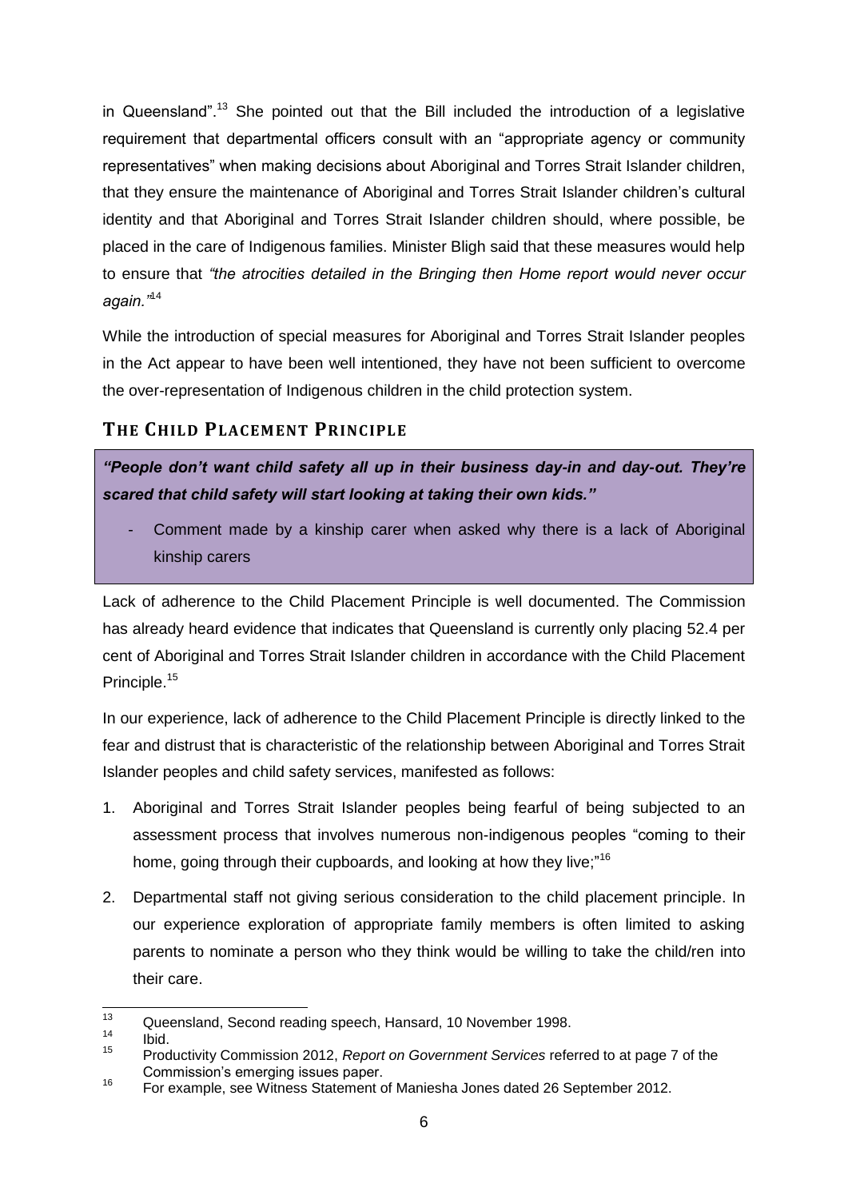in Queensland".[13] She pointed out that the Bill included the introduction of a legislative requirement that departmental officers consult with an "appropriate agency or community representatives" when making decisions about Aboriginal and Torres Strait Islander children, that they ensure the maintenance of Aboriginal and Torres Strait Islander children's cultural identity and that Aboriginal and Torres Strait Islander children should, where possible, be placed in the care of Indigenous families. Minister Bligh said that these measures would help to ensure that *"the atrocities detailed in the Bringing then Home report would never occur again."*[14]

While the introduction of special measures for Aboriginal and Torres Strait Islander peoples in the Act appear to have been well intentioned, they have not been sufficient to overcome the over-representation of Indigenous children in the child protection system.

## The Child Placement Principle

> ***"People don't want child safety all up in their business day-in and day-out. They're scared that child safety will start looking at taking their own kids."***
>
> - Comment made by a kinship carer when asked why there is a lack of Aboriginal kinship carers

Lack of adherence to the Child Placement Principle is well documented. The Commission has already heard evidence that indicates that Queensland is currently only placing 52.4 per cent of Aboriginal and Torres Strait Islander children in accordance with the Child Placement Principle.[15]

In our experience, lack of adherence to the Child Placement Principle is directly linked to the fear and distrust that is characteristic of the relationship between Aboriginal and Torres Strait Islander peoples and child safety services, manifested as follows:

1. Aboriginal and Torres Strait Islander peoples being fearful of being subjected to an assessment process that involves numerous non-indigenous peoples "coming to their home, going through their cupboards, and looking at how they live;"[16]
2. Departmental staff not giving serious consideration to the child placement principle. In our experience exploration of appropriate family members is often limited to asking parents to nominate a person who they think would be willing to take the child/ren into their care.

---

[13] Queensland, Second reading speech, Hansard, 10 November 1998.

[14] Ibid.

[15] Productivity Commission 2012, *Report on Government Services* referred to at page 7 of the Commission's emerging issues paper.

[16] For example, see Witness Statement of Maniesha Jones dated 26 September 2012.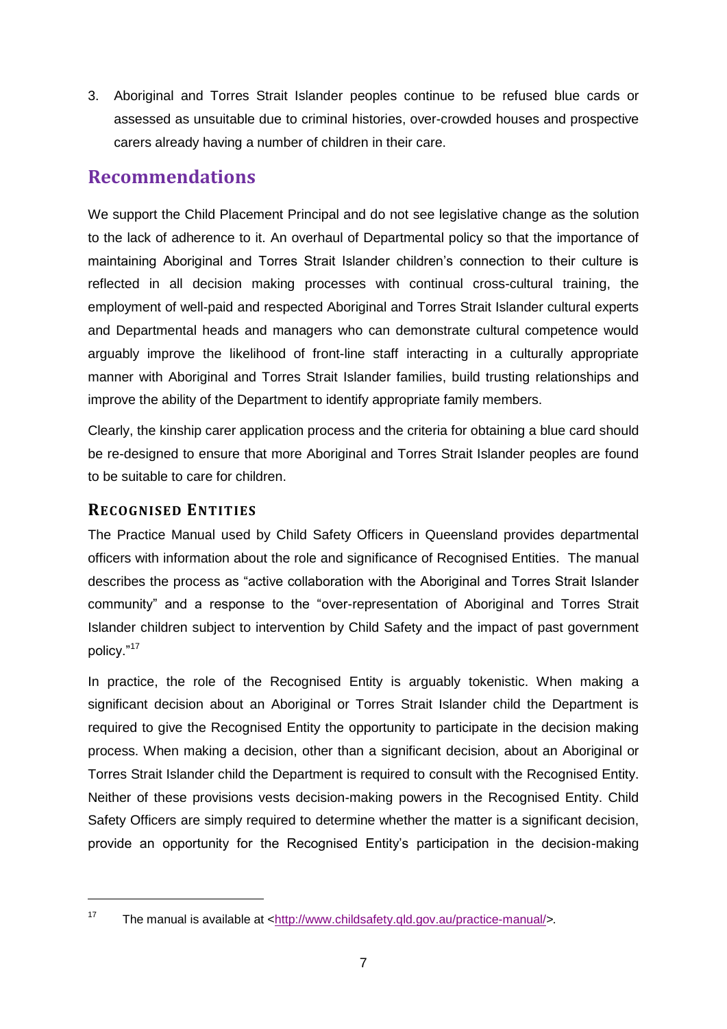3. Aboriginal and Torres Strait Islander peoples continue to be refused blue cards or assessed as unsuitable due to criminal histories, over-crowded houses and prospective carers already having a number of children in their care.

## Recommendations

We support the Child Placement Principal and do not see legislative change as the solution to the lack of adherence to it. An overhaul of Departmental policy so that the importance of maintaining Aboriginal and Torres Strait Islander children's connection to their culture is reflected in all decision making processes with continual cross-cultural training, the employment of well-paid and respected Aboriginal and Torres Strait Islander cultural experts and Departmental heads and managers who can demonstrate cultural competence would arguably improve the likelihood of front-line staff interacting in a culturally appropriate manner with Aboriginal and Torres Strait Islander families, build trusting relationships and improve the ability of the Department to identify appropriate family members.

Clearly, the kinship carer application process and the criteria for obtaining a blue card should be re-designed to ensure that more Aboriginal and Torres Strait Islander peoples are found to be suitable to care for children.

### Recognised Entities

The Practice Manual used by Child Safety Officers in Queensland provides departmental officers with information about the role and significance of Recognised Entities. The manual describes the process as "active collaboration with the Aboriginal and Torres Strait Islander community" and a response to the "over-representation of Aboriginal and Torres Strait Islander children subject to intervention by Child Safety and the impact of past government policy."[17]

In practice, the role of the Recognised Entity is arguably tokenistic. When making a significant decision about an Aboriginal or Torres Strait Islander child the Department is required to give the Recognised Entity the opportunity to participate in the decision making process. When making a decision, other than a significant decision, about an Aboriginal or Torres Strait Islander child the Department is required to consult with the Recognised Entity. Neither of these provisions vests decision-making powers in the Recognised Entity. Child Safety Officers are simply required to determine whether the matter is a significant decision, provide an opportunity for the Recognised Entity's participation in the decision-making

---

[17] The manual is available at <http://www.childsafety.qld.gov.au/practice-manual/>.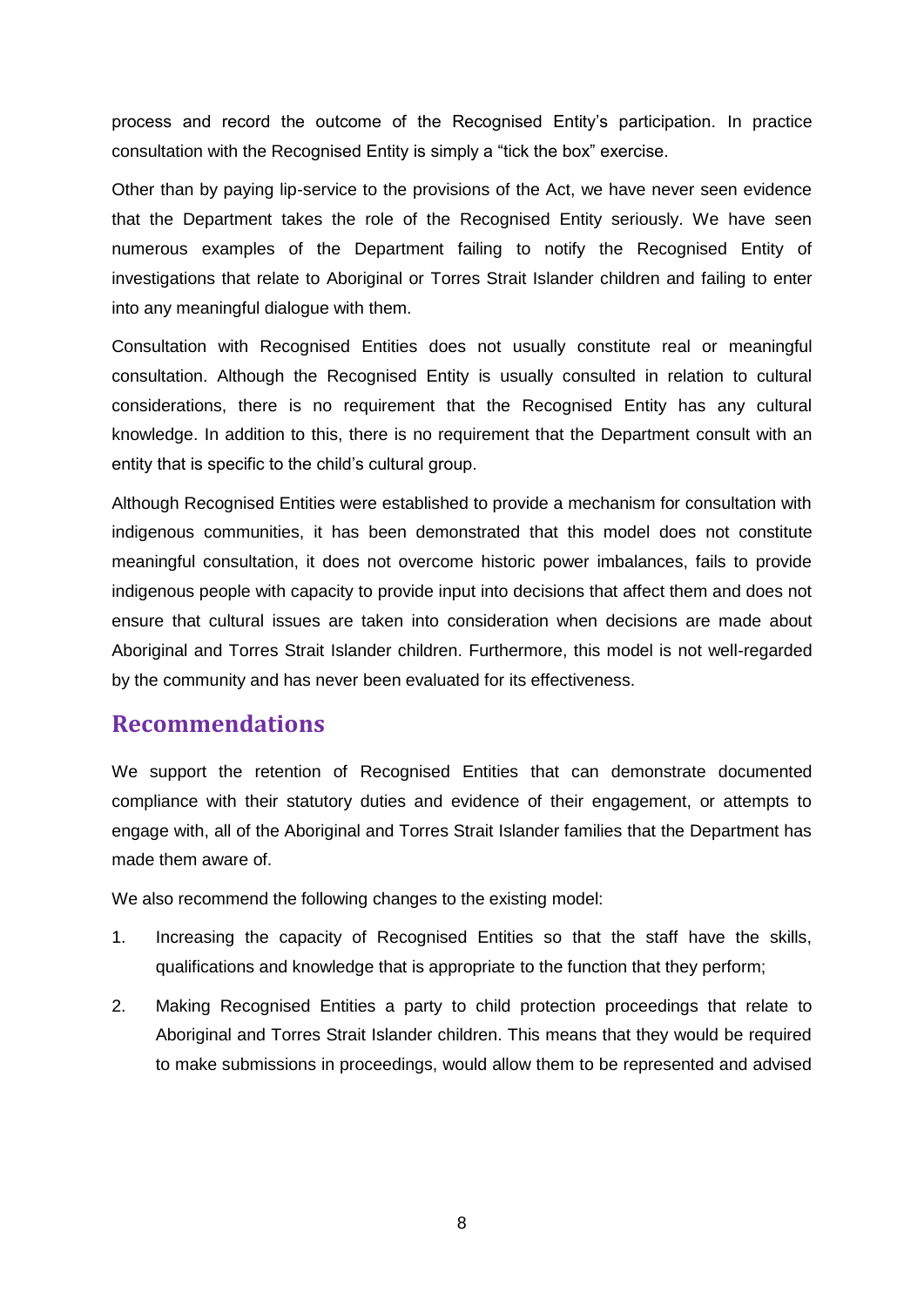process and record the outcome of the Recognised Entity's participation. In practice consultation with the Recognised Entity is simply a "tick the box" exercise.

Other than by paying lip-service to the provisions of the Act, we have never seen evidence that the Department takes the role of the Recognised Entity seriously. We have seen numerous examples of the Department failing to notify the Recognised Entity of investigations that relate to Aboriginal or Torres Strait Islander children and failing to enter into any meaningful dialogue with them.

Consultation with Recognised Entities does not usually constitute real or meaningful consultation. Although the Recognised Entity is usually consulted in relation to cultural considerations, there is no requirement that the Recognised Entity has any cultural knowledge. In addition to this, there is no requirement that the Department consult with an entity that is specific to the child's cultural group.

Although Recognised Entities were established to provide a mechanism for consultation with indigenous communities, it has been demonstrated that this model does not constitute meaningful consultation, it does not overcome historic power imbalances, fails to provide indigenous people with capacity to provide input into decisions that affect them and does not ensure that cultural issues are taken into consideration when decisions are made about Aboriginal and Torres Strait Islander children. Furthermore, this model is not well-regarded by the community and has never been evaluated for its effectiveness.

## Recommendations

We support the retention of Recognised Entities that can demonstrate documented compliance with their statutory duties and evidence of their engagement, or attempts to engage with, all of the Aboriginal and Torres Strait Islander families that the Department has made them aware of.

We also recommend the following changes to the existing model:

1. Increasing the capacity of Recognised Entities so that the staff have the skills, qualifications and knowledge that is appropriate to the function that they perform;
2. Making Recognised Entities a party to child protection proceedings that relate to Aboriginal and Torres Strait Islander children. This means that they would be required to make submissions in proceedings, would allow them to be represented and advised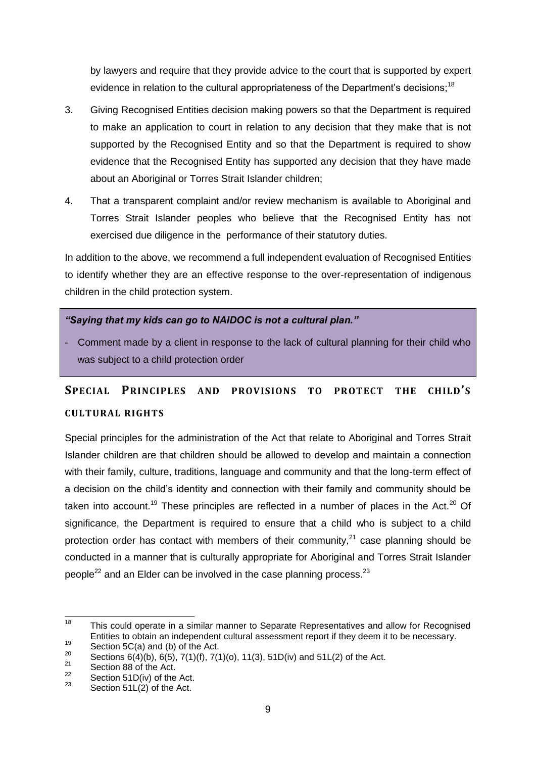by lawyers and require that they provide advice to the court that is supported by expert evidence in relation to the cultural appropriateness of the Department's decisions;[18]

3. Giving Recognised Entities decision making powers so that the Department is required to make an application to court in relation to any decision that they make that is not supported by the Recognised Entity and so that the Department is required to show evidence that the Recognised Entity has supported any decision that they have made about an Aboriginal or Torres Strait Islander children;

4. That a transparent complaint and/or review mechanism is available to Aboriginal and Torres Strait Islander peoples who believe that the Recognised Entity has not exercised due diligence in the performance of their statutory duties.

In addition to the above, we recommend a full independent evaluation of Recognised Entities to identify whether they are an effective response to the over-representation of indigenous children in the child protection system.

> ***"Saying that my kids can go to NAIDOC is not a cultural plan."***
>
> - Comment made by a client in response to the lack of cultural planning for their child who was subject to a child protection order

## Special Principles and provisions to protect the child's cultural rights

Special principles for the administration of the Act that relate to Aboriginal and Torres Strait Islander children are that children should be allowed to develop and maintain a connection with their family, culture, traditions, language and community and that the long-term effect of a decision on the child's identity and connection with their family and community should be taken into account.[19] These principles are reflected in a number of places in the Act.[20] Of significance, the Department is required to ensure that a child who is subject to a child protection order has contact with members of their community,[21] case planning should be conducted in a manner that is culturally appropriate for Aboriginal and Torres Strait Islander people[22] and an Elder can be involved in the case planning process.[23]

---

[18] This could operate in a similar manner to Separate Representatives and allow for Recognised Entities to obtain an independent cultural assessment report if they deem it to be necessary.

[19] Section 5C(a) and (b) of the Act.

[20] Sections 6(4)(b), 6(5), 7(1)(f), 7(1)(o), 11(3), 51D(iv) and 51L(2) of the Act.

[21] Section 88 of the Act.

[22] Section 51D(iv) of the Act.

[23] Section 51L(2) of the Act.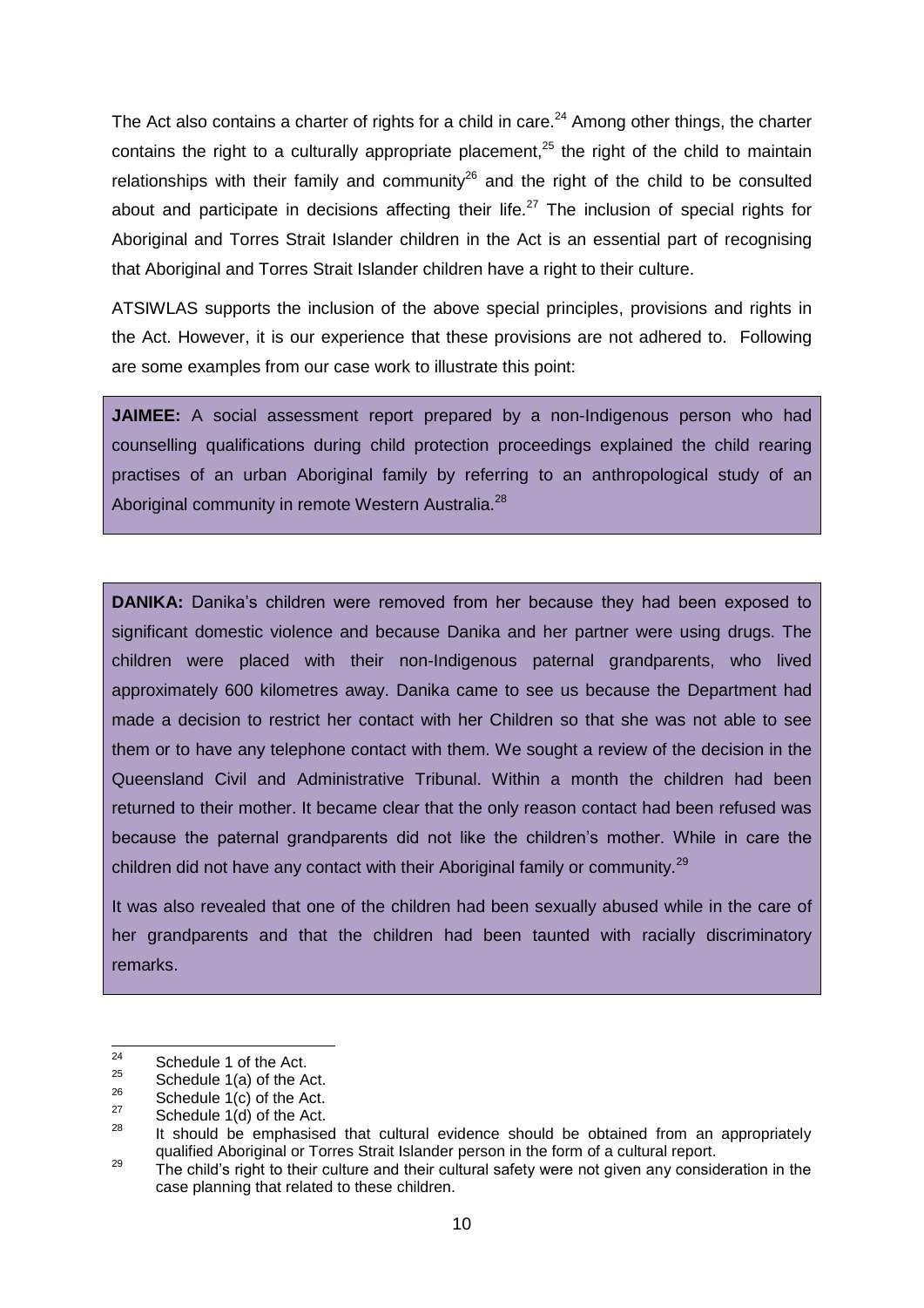The Act also contains a charter of rights for a child in care.[24] Among other things, the charter contains the right to a culturally appropriate placement,[25] the right of the child to maintain relationships with their family and community[26] and the right of the child to be consulted about and participate in decisions affecting their life.[27] The inclusion of special rights for Aboriginal and Torres Strait Islander children in the Act is an essential part of recognising that Aboriginal and Torres Strait Islander children have a right to their culture.

ATSIWLAS supports the inclusion of the above special principles, provisions and rights in the Act. However, it is our experience that these provisions are not adhered to. Following are some examples from our case work to illustrate this point:

**JAIMEE:** A social assessment report prepared by a non-Indigenous person who had counselling qualifications during child protection proceedings explained the child rearing practises of an urban Aboriginal family by referring to an anthropological study of an Aboriginal community in remote Western Australia.[28]

**DANIKA:** Danika's children were removed from her because they had been exposed to significant domestic violence and because Danika and her partner were using drugs. The children were placed with their non-Indigenous paternal grandparents, who lived approximately 600 kilometres away. Danika came to see us because the Department had made a decision to restrict her contact with her Children so that she was not able to see them or to have any telephone contact with them. We sought a review of the decision in the Queensland Civil and Administrative Tribunal. Within a month the children had been returned to their mother. It became clear that the only reason contact had been refused was because the paternal grandparents did not like the children's mother. While in care the children did not have any contact with their Aboriginal family or community.[29]

It was also revealed that one of the children had been sexually abused while in the care of her grandparents and that the children had been taunted with racially discriminatory remarks.

---

[24] Schedule 1 of the Act.

[25] Schedule 1(a) of the Act.

[26] Schedule 1(c) of the Act.

[27] Schedule 1(d) of the Act.

[28] It should be emphasised that cultural evidence should be obtained from an appropriately qualified Aboriginal or Torres Strait Islander person in the form of a cultural report.

[29] The child's right to their culture and their cultural safety were not given any consideration in the case planning that related to these children.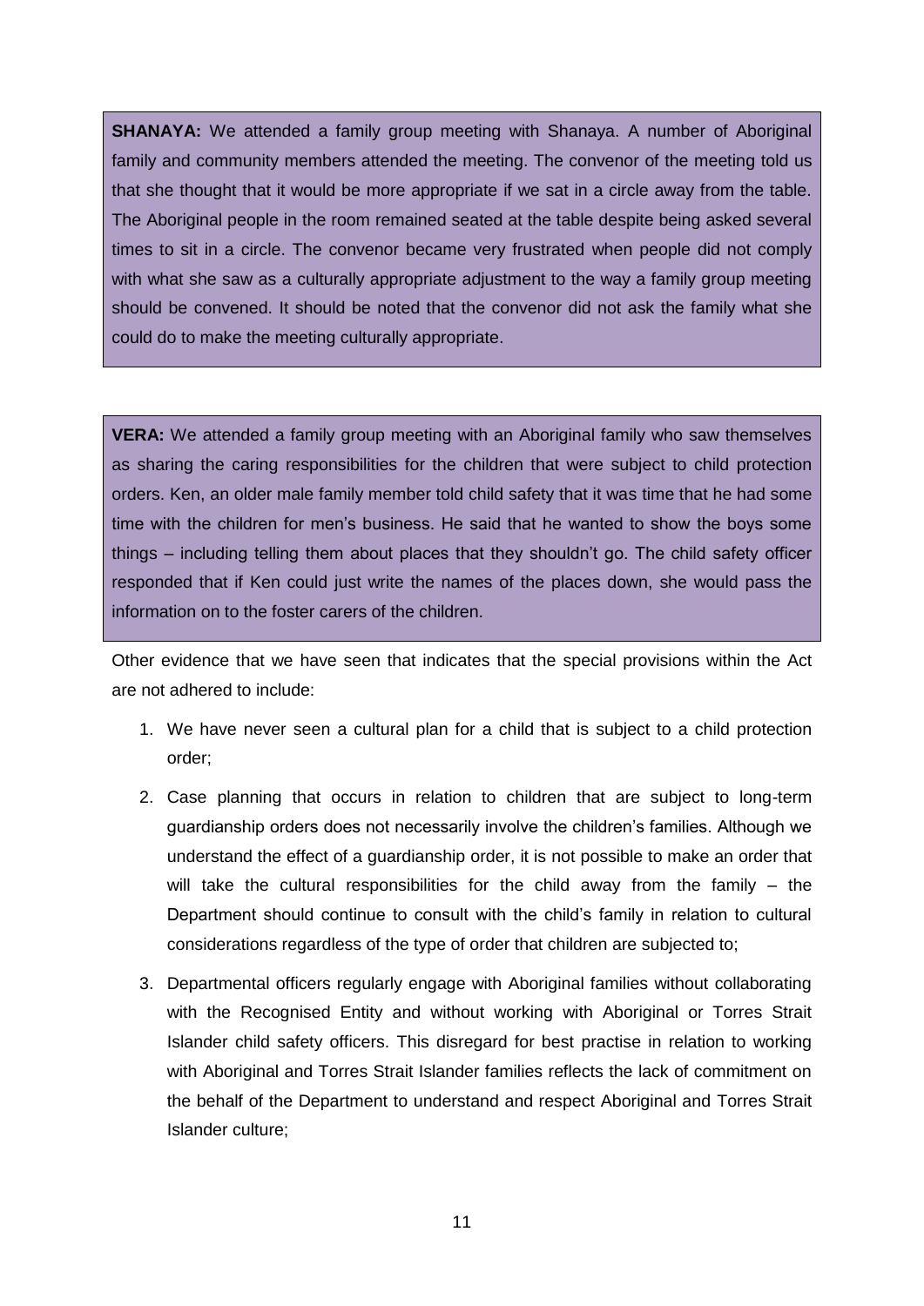**SHANAYA:** We attended a family group meeting with Shanaya. A number of Aboriginal family and community members attended the meeting. The convenor of the meeting told us that she thought that it would be more appropriate if we sat in a circle away from the table. The Aboriginal people in the room remained seated at the table despite being asked several times to sit in a circle. The convenor became very frustrated when people did not comply with what she saw as a culturally appropriate adjustment to the way a family group meeting should be convened. It should be noted that the convenor did not ask the family what she could do to make the meeting culturally appropriate.

**VERA:** We attended a family group meeting with an Aboriginal family who saw themselves as sharing the caring responsibilities for the children that were subject to child protection orders. Ken, an older male family member told child safety that it was time that he had some time with the children for men's business. He said that he wanted to show the boys some things – including telling them about places that they shouldn't go. The child safety officer responded that if Ken could just write the names of the places down, she would pass the information on to the foster carers of the children.

Other evidence that we have seen that indicates that the special provisions within the Act are not adhered to include:

1. We have never seen a cultural plan for a child that is subject to a child protection order;
2. Case planning that occurs in relation to children that are subject to long-term guardianship orders does not necessarily involve the children's families. Although we understand the effect of a guardianship order, it is not possible to make an order that will take the cultural responsibilities for the child away from the family – the Department should continue to consult with the child's family in relation to cultural considerations regardless of the type of order that children are subjected to;
3. Departmental officers regularly engage with Aboriginal families without collaborating with the Recognised Entity and without working with Aboriginal or Torres Strait Islander child safety officers. This disregard for best practise in relation to working with Aboriginal and Torres Strait Islander families reflects the lack of commitment on the behalf of the Department to understand and respect Aboriginal and Torres Strait Islander culture;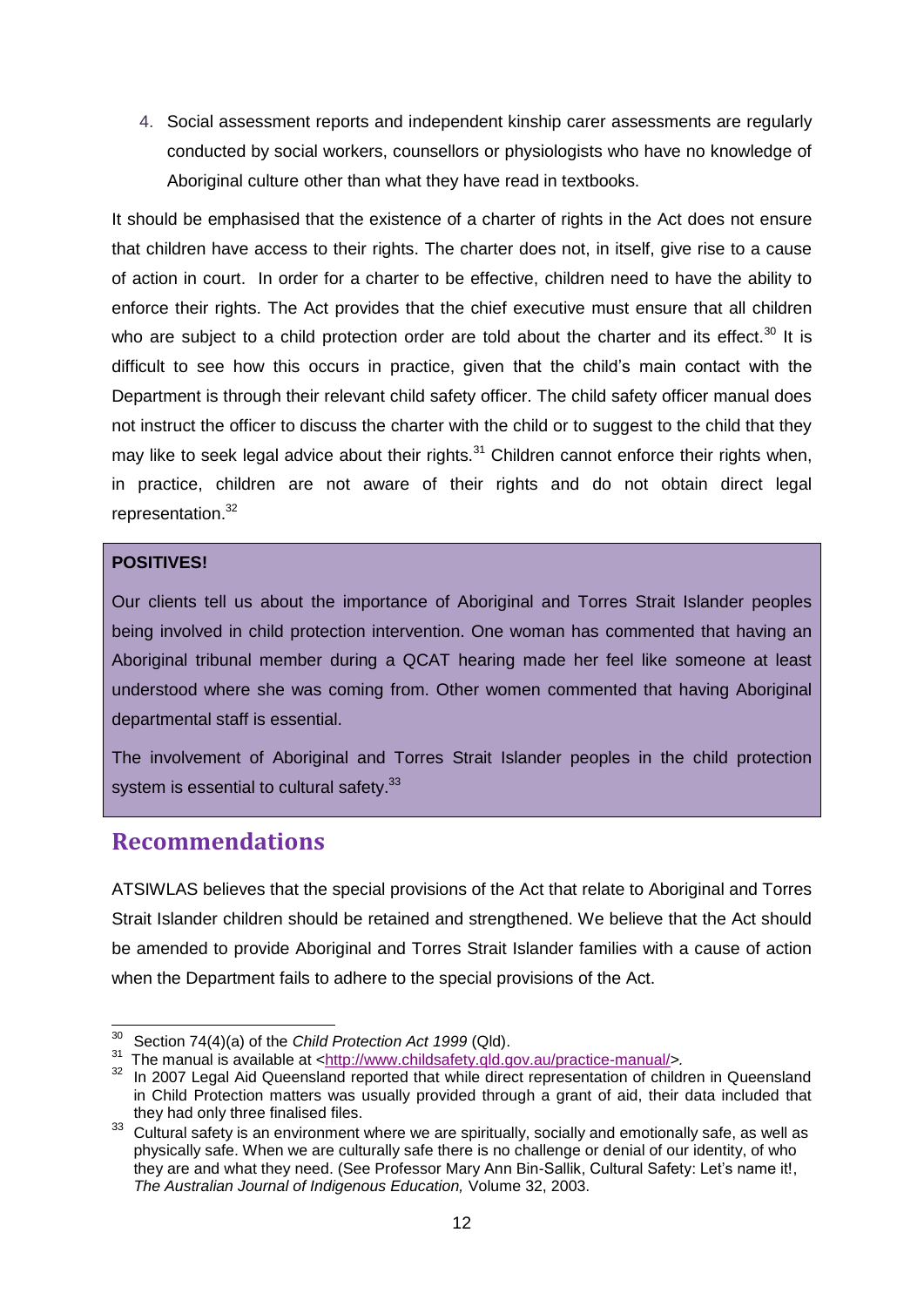4. Social assessment reports and independent kinship carer assessments are regularly conducted by social workers, counsellors or physiologists who have no knowledge of Aboriginal culture other than what they have read in textbooks.

It should be emphasised that the existence of a charter of rights in the Act does not ensure that children have access to their rights. The charter does not, in itself, give rise to a cause of action in court. In order for a charter to be effective, children need to have the ability to enforce their rights. The Act provides that the chief executive must ensure that all children who are subject to a child protection order are told about the charter and its effect.[30] It is difficult to see how this occurs in practice, given that the child's main contact with the Department is through their relevant child safety officer. The child safety officer manual does not instruct the officer to discuss the charter with the child or to suggest to the child that they may like to seek legal advice about their rights.[31] Children cannot enforce their rights when, in practice, children are not aware of their rights and do not obtain direct legal representation.[32]

**POSITIVES!**

Our clients tell us about the importance of Aboriginal and Torres Strait Islander peoples being involved in child protection intervention. One woman has commented that having an Aboriginal tribunal member during a QCAT hearing made her feel like someone at least understood where she was coming from. Other women commented that having Aboriginal departmental staff is essential.

The involvement of Aboriginal and Torres Strait Islander peoples in the child protection system is essential to cultural safety.[33]

## Recommendations

ATSIWLAS believes that the special provisions of the Act that relate to Aboriginal and Torres Strait Islander children should be retained and strengthened. We believe that the Act should be amended to provide Aboriginal and Torres Strait Islander families with a cause of action when the Department fails to adhere to the special provisions of the Act.

---

[30] Section 74(4)(a) of the *Child Protection Act 1999* (Qld).

[31] The manual is available at <http://www.childsafety.qld.gov.au/practice-manual/>.

[32] In 2007 Legal Aid Queensland reported that while direct representation of children in Queensland in Child Protection matters was usually provided through a grant of aid, their data included that they had only three finalised files.

[33] Cultural safety is an environment where we are spiritually, socially and emotionally safe, as well as physically safe. When we are culturally safe there is no challenge or denial of our identity, of who they are and what they need. (See Professor Mary Ann Bin-Sallik, Cultural Safety: Let's name it!, *The Australian Journal of Indigenous Education,* Volume 32, 2003.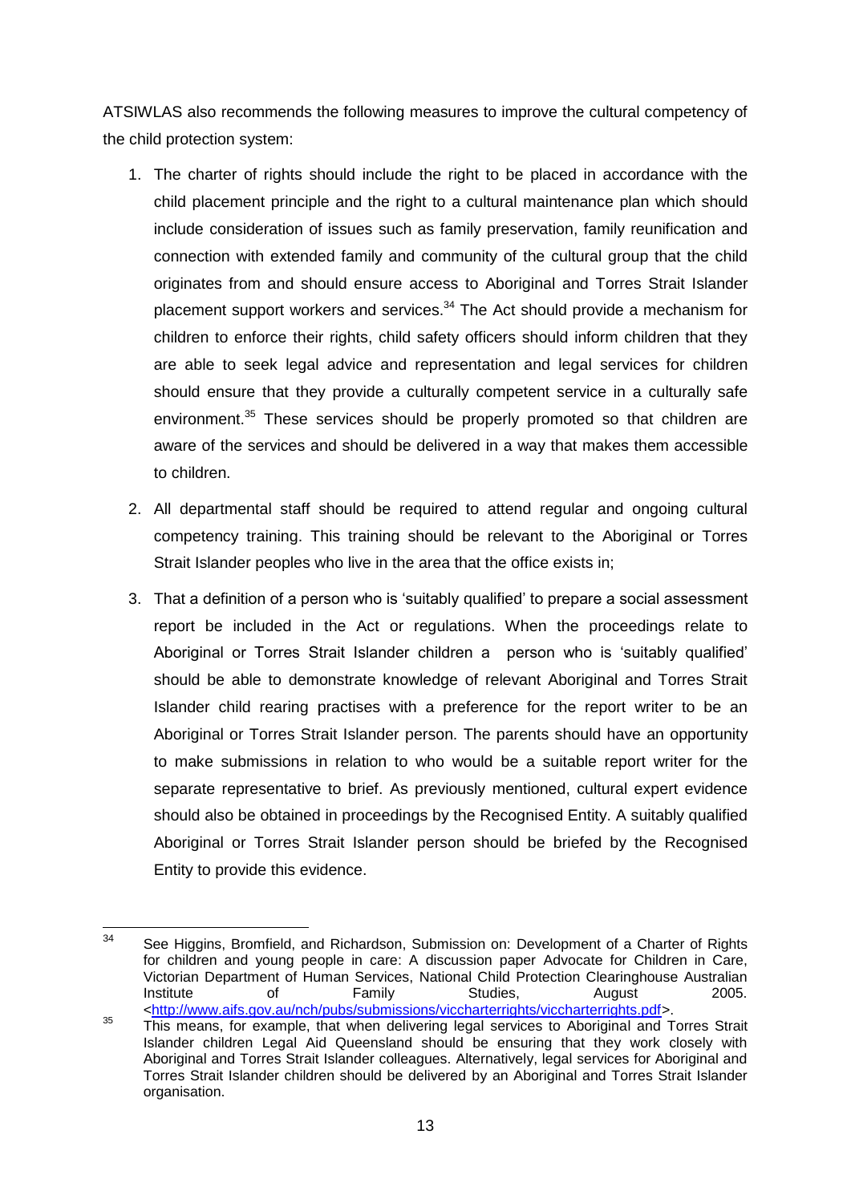ATSIWLAS also recommends the following measures to improve the cultural competency of the child protection system:

1. The charter of rights should include the right to be placed in accordance with the child placement principle and the right to a cultural maintenance plan which should include consideration of issues such as family preservation, family reunification and connection with extended family and community of the cultural group that the child originates from and should ensure access to Aboriginal and Torres Strait Islander placement support workers and services.[34] The Act should provide a mechanism for children to enforce their rights, child safety officers should inform children that they are able to seek legal advice and representation and legal services for children should ensure that they provide a culturally competent service in a culturally safe environment.[35] These services should be properly promoted so that children are aware of the services and should be delivered in a way that makes them accessible to children.

2. All departmental staff should be required to attend regular and ongoing cultural competency training. This training should be relevant to the Aboriginal or Torres Strait Islander peoples who live in the area that the office exists in;

3. That a definition of a person who is 'suitably qualified' to prepare a social assessment report be included in the Act or regulations. When the proceedings relate to Aboriginal or Torres Strait Islander children a person who is 'suitably qualified' should be able to demonstrate knowledge of relevant Aboriginal and Torres Strait Islander child rearing practises with a preference for the report writer to be an Aboriginal or Torres Strait Islander person. The parents should have an opportunity to make submissions in relation to who would be a suitable report writer for the separate representative to brief. As previously mentioned, cultural expert evidence should also be obtained in proceedings by the Recognised Entity. A suitably qualified Aboriginal or Torres Strait Islander person should be briefed by the Recognised Entity to provide this evidence.

---

[34] See Higgins, Bromfield, and Richardson, Submission on: Development of a Charter of Rights for children and young people in care: A discussion paper Advocate for Children in Care, Victorian Department of Human Services, National Child Protection Clearinghouse Australian Institute of Family Studies, August 2005. <http://www.aifs.gov.au/nch/pubs/submissions/viccharterrights/viccharterrights.pdf>.

[35] This means, for example, that when delivering legal services to Aboriginal and Torres Strait Islander children Legal Aid Queensland should be ensuring that they work closely with Aboriginal and Torres Strait Islander colleagues. Alternatively, legal services for Aboriginal and Torres Strait Islander children should be delivered by an Aboriginal and Torres Strait Islander organisation.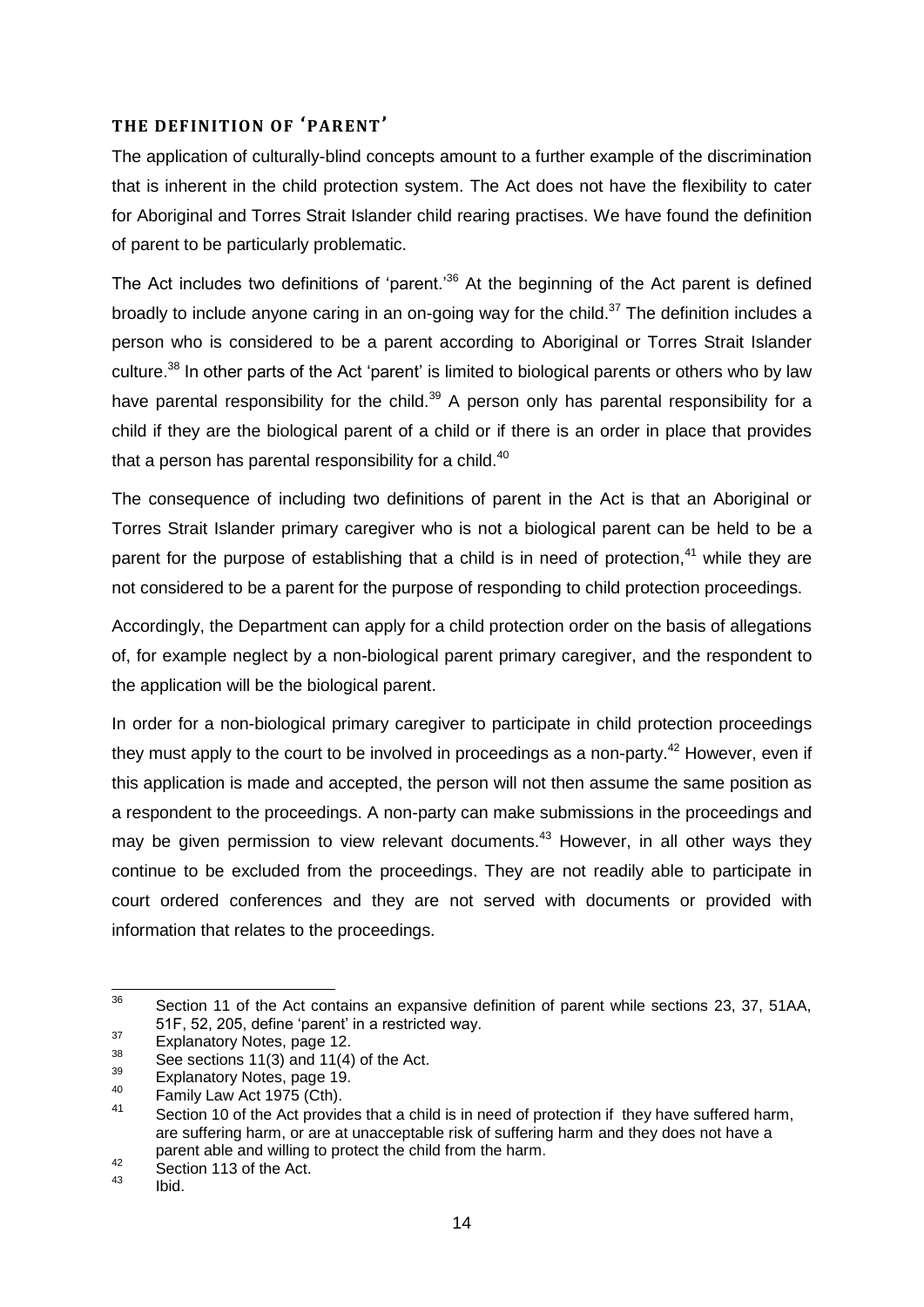### THE DEFINITION OF 'PARENT'

The application of culturally-blind concepts amount to a further example of the discrimination that is inherent in the child protection system. The Act does not have the flexibility to cater for Aboriginal and Torres Strait Islander child rearing practises. We have found the definition of parent to be particularly problematic.

The Act includes two definitions of 'parent.'[36] At the beginning of the Act parent is defined broadly to include anyone caring in an on-going way for the child.[37] The definition includes a person who is considered to be a parent according to Aboriginal or Torres Strait Islander culture.[38] In other parts of the Act 'parent' is limited to biological parents or others who by law have parental responsibility for the child.[39] A person only has parental responsibility for a child if they are the biological parent of a child or if there is an order in place that provides that a person has parental responsibility for a child.[40]

The consequence of including two definitions of parent in the Act is that an Aboriginal or Torres Strait Islander primary caregiver who is not a biological parent can be held to be a parent for the purpose of establishing that a child is in need of protection,[41] while they are not considered to be a parent for the purpose of responding to child protection proceedings.

Accordingly, the Department can apply for a child protection order on the basis of allegations of, for example neglect by a non-biological parent primary caregiver, and the respondent to the application will be the biological parent.

In order for a non-biological primary caregiver to participate in child protection proceedings they must apply to the court to be involved in proceedings as a non-party.[42] However, even if this application is made and accepted, the person will not then assume the same position as a respondent to the proceedings. A non-party can make submissions in the proceedings and may be given permission to view relevant documents.[43] However, in all other ways they continue to be excluded from the proceedings. They are not readily able to participate in court ordered conferences and they are not served with documents or provided with information that relates to the proceedings.

---

[36] Section 11 of the Act contains an expansive definition of parent while sections 23, 37, 51AA, 51F, 52, 205, define 'parent' in a restricted way.

[37] Explanatory Notes, page 12.

[38] See sections 11(3) and 11(4) of the Act.

[39] Explanatory Notes, page 19.

[40] Family Law Act 1975 (Cth).

[41] Section 10 of the Act provides that a child is in need of protection if they have suffered harm, are suffering harm, or are at unacceptable risk of suffering harm and they does not have a parent able and willing to protect the child from the harm.

[42] Section 113 of the Act.

[43] Ibid.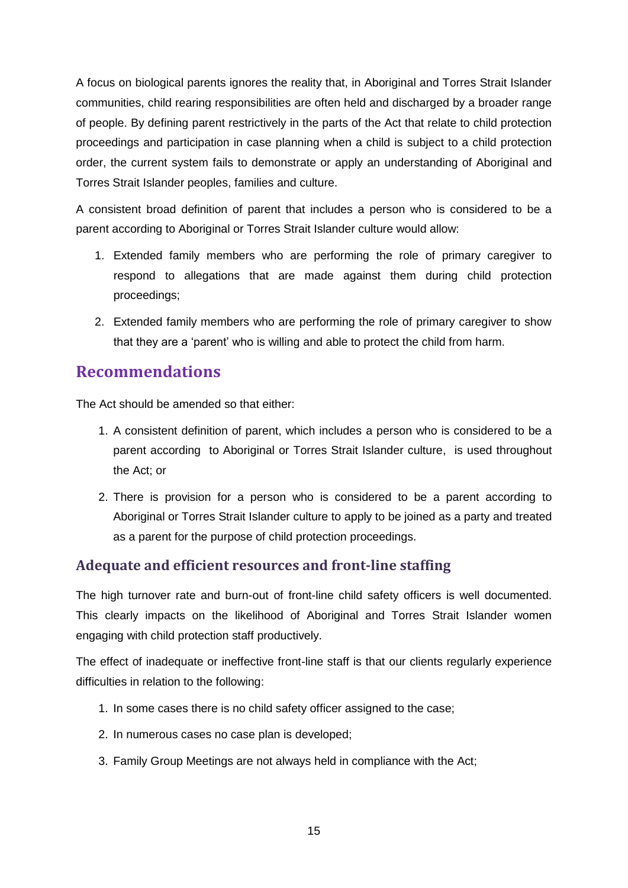A focus on biological parents ignores the reality that, in Aboriginal and Torres Strait Islander communities, child rearing responsibilities are often held and discharged by a broader range of people. By defining parent restrictively in the parts of the Act that relate to child protection proceedings and participation in case planning when a child is subject to a child protection order, the current system fails to demonstrate or apply an understanding of Aboriginal and Torres Strait Islander peoples, families and culture.

A consistent broad definition of parent that includes a person who is considered to be a parent according to Aboriginal or Torres Strait Islander culture would allow:

1. Extended family members who are performing the role of primary caregiver to respond to allegations that are made against them during child protection proceedings;
2. Extended family members who are performing the role of primary caregiver to show that they are a 'parent' who is willing and able to protect the child from harm.

## Recommendations

The Act should be amended so that either:

1. A consistent definition of parent, which includes a person who is considered to be a parent according to Aboriginal or Torres Strait Islander culture, is used throughout the Act; or
2. There is provision for a person who is considered to be a parent according to Aboriginal or Torres Strait Islander culture to apply to be joined as a party and treated as a parent for the purpose of child protection proceedings.

### Adequate and efficient resources and front-line staffing

The high turnover rate and burn-out of front-line child safety officers is well documented. This clearly impacts on the likelihood of Aboriginal and Torres Strait Islander women engaging with child protection staff productively.

The effect of inadequate or ineffective front-line staff is that our clients regularly experience difficulties in relation to the following:

1. In some cases there is no child safety officer assigned to the case;
2. In numerous cases no case plan is developed;
3. Family Group Meetings are not always held in compliance with the Act;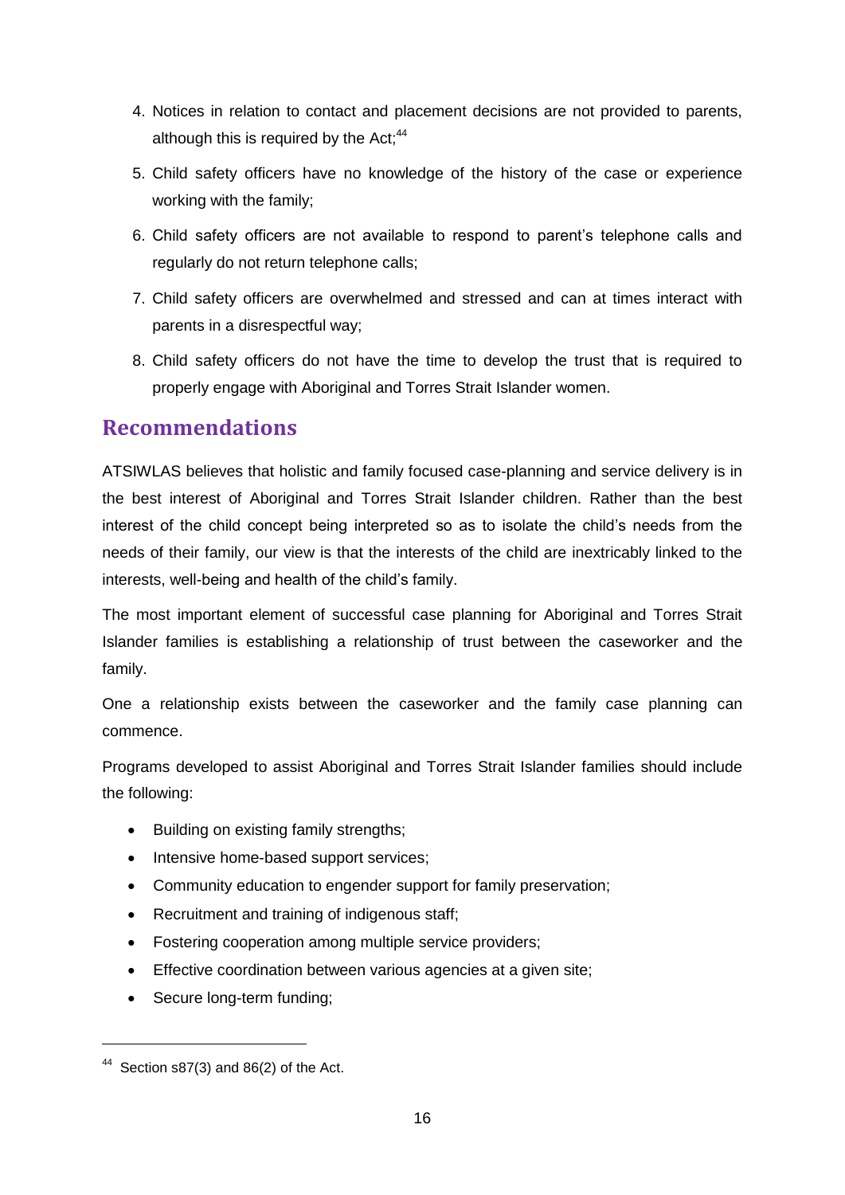4. Notices in relation to contact and placement decisions are not provided to parents, although this is required by the Act;[44]
5. Child safety officers have no knowledge of the history of the case or experience working with the family;
6. Child safety officers are not available to respond to parent's telephone calls and regularly do not return telephone calls;
7. Child safety officers are overwhelmed and stressed and can at times interact with parents in a disrespectful way;
8. Child safety officers do not have the time to develop the trust that is required to properly engage with Aboriginal and Torres Strait Islander women.

## Recommendations

ATSIWLAS believes that holistic and family focused case-planning and service delivery is in the best interest of Aboriginal and Torres Strait Islander children. Rather than the best interest of the child concept being interpreted so as to isolate the child's needs from the needs of their family, our view is that the interests of the child are inextricably linked to the interests, well-being and health of the child's family.

The most important element of successful case planning for Aboriginal and Torres Strait Islander families is establishing a relationship of trust between the caseworker and the family.

One a relationship exists between the caseworker and the family case planning can commence.

Programs developed to assist Aboriginal and Torres Strait Islander families should include the following:

- Building on existing family strengths;
- Intensive home-based support services;
- Community education to engender support for family preservation;
- Recruitment and training of indigenous staff;
- Fostering cooperation among multiple service providers;
- Effective coordination between various agencies at a given site;
- Secure long-term funding;

---

[44] Section s87(3) and 86(2) of the Act.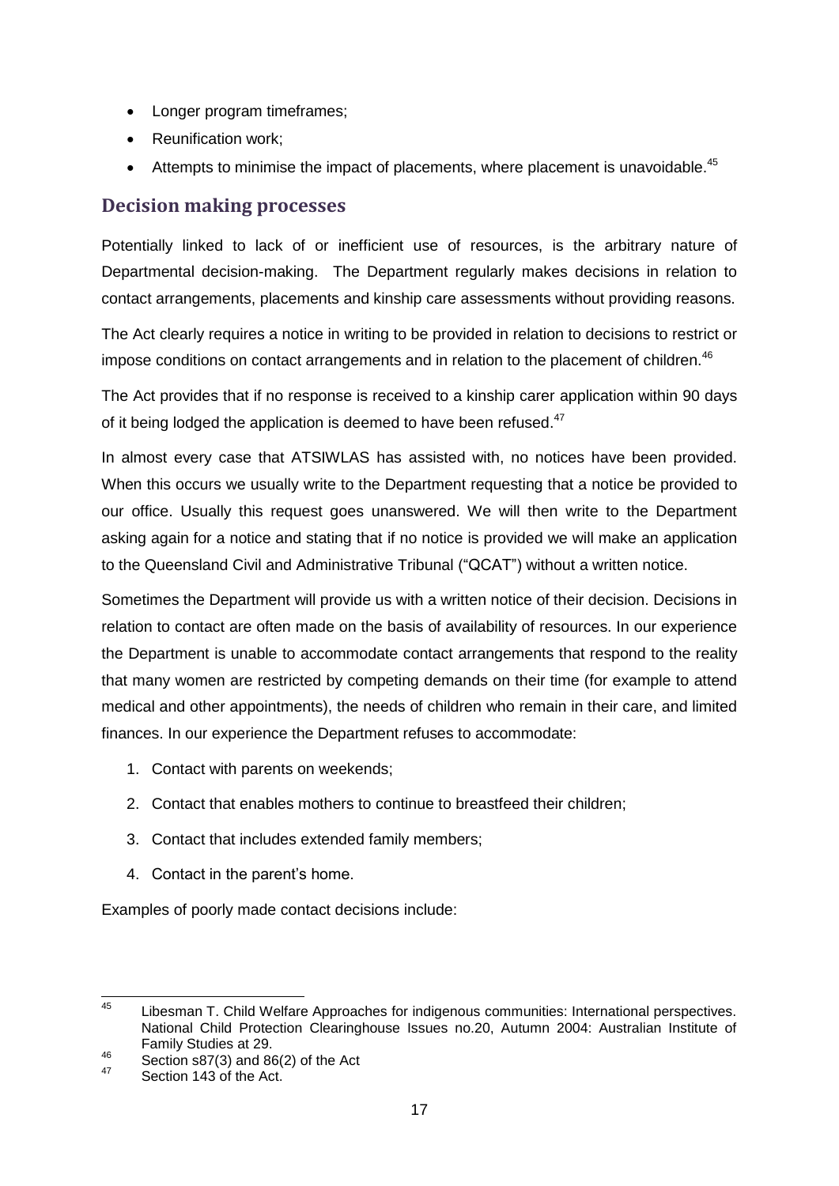- Longer program timeframes;
- Reunification work;
- Attempts to minimise the impact of placements, where placement is unavoidable.[45]

## Decision making processes

Potentially linked to lack of or inefficient use of resources, is the arbitrary nature of Departmental decision-making. The Department regularly makes decisions in relation to contact arrangements, placements and kinship care assessments without providing reasons.

The Act clearly requires a notice in writing to be provided in relation to decisions to restrict or impose conditions on contact arrangements and in relation to the placement of children.[46]

The Act provides that if no response is received to a kinship carer application within 90 days of it being lodged the application is deemed to have been refused.[47]

In almost every case that ATSIWLAS has assisted with, no notices have been provided. When this occurs we usually write to the Department requesting that a notice be provided to our office. Usually this request goes unanswered. We will then write to the Department asking again for a notice and stating that if no notice is provided we will make an application to the Queensland Civil and Administrative Tribunal ("QCAT") without a written notice.

Sometimes the Department will provide us with a written notice of their decision. Decisions in relation to contact are often made on the basis of availability of resources. In our experience the Department is unable to accommodate contact arrangements that respond to the reality that many women are restricted by competing demands on their time (for example to attend medical and other appointments), the needs of children who remain in their care, and limited finances. In our experience the Department refuses to accommodate:

1. Contact with parents on weekends;
2. Contact that enables mothers to continue to breastfeed their children;
3. Contact that includes extended family members;
4. Contact in the parent's home.

Examples of poorly made contact decisions include:

---

[45] Libesman T. Child Welfare Approaches for indigenous communities: International perspectives. National Child Protection Clearinghouse Issues no.20, Autumn 2004: Australian Institute of Family Studies at 29.

[46] Section s87(3) and 86(2) of the Act

[47] Section 143 of the Act.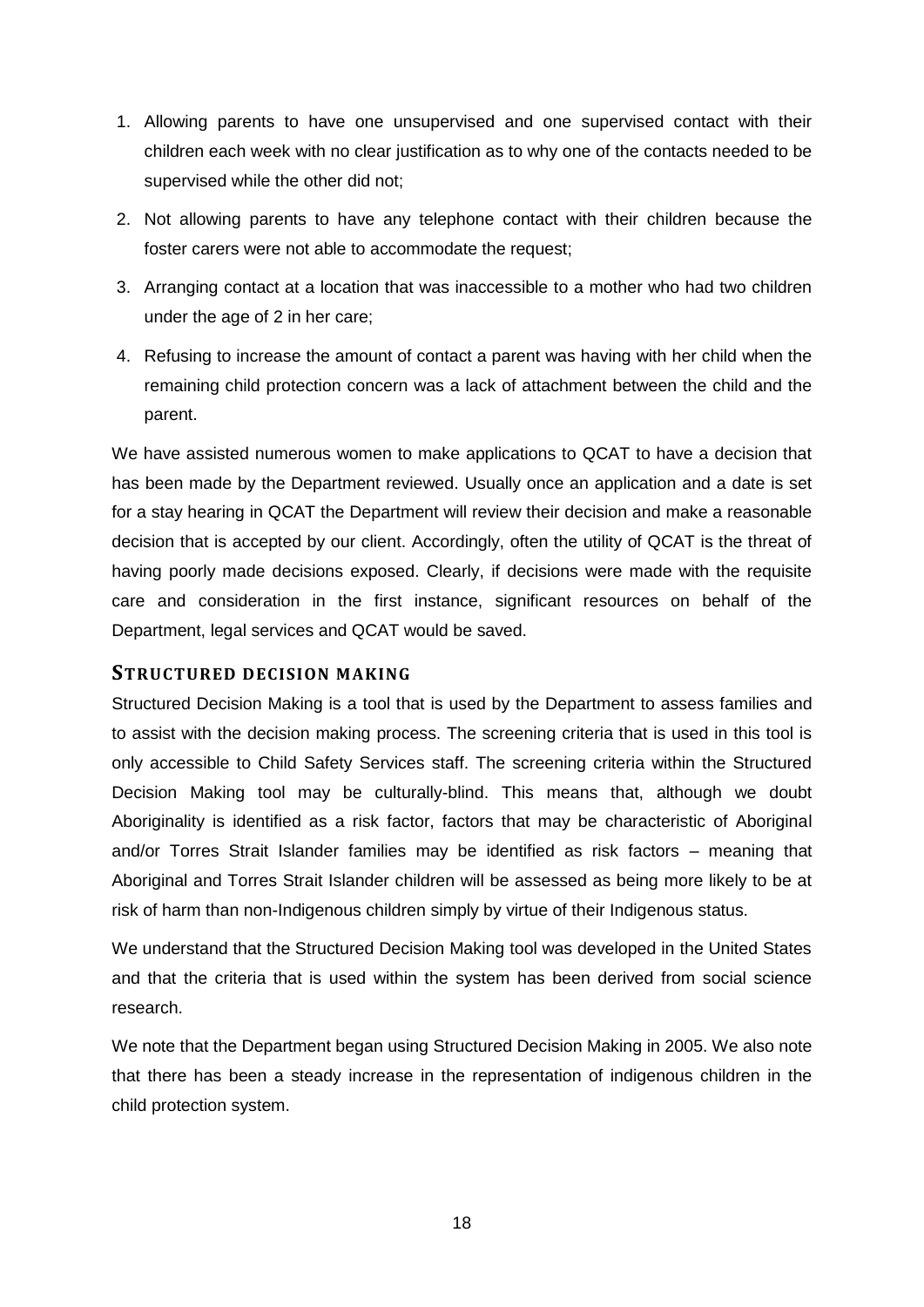1. Allowing parents to have one unsupervised and one supervised contact with their children each week with no clear justification as to why one of the contacts needed to be supervised while the other did not;
2. Not allowing parents to have any telephone contact with their children because the foster carers were not able to accommodate the request;
3. Arranging contact at a location that was inaccessible to a mother who had two children under the age of 2 in her care;
4. Refusing to increase the amount of contact a parent was having with her child when the remaining child protection concern was a lack of attachment between the child and the parent.

We have assisted numerous women to make applications to QCAT to have a decision that has been made by the Department reviewed. Usually once an application and a date is set for a stay hearing in QCAT the Department will review their decision and make a reasonable decision that is accepted by our client. Accordingly, often the utility of QCAT is the threat of having poorly made decisions exposed. Clearly, if decisions were made with the requisite care and consideration in the first instance, significant resources on behalf of the Department, legal services and QCAT would be saved.

## STRUCTURED DECISION MAKING

Structured Decision Making is a tool that is used by the Department to assess families and to assist with the decision making process. The screening criteria that is used in this tool is only accessible to Child Safety Services staff. The screening criteria within the Structured Decision Making tool may be culturally-blind. This means that, although we doubt Aboriginality is identified as a risk factor, factors that may be characteristic of Aboriginal and/or Torres Strait Islander families may be identified as risk factors – meaning that Aboriginal and Torres Strait Islander children will be assessed as being more likely to be at risk of harm than non-Indigenous children simply by virtue of their Indigenous status.

We understand that the Structured Decision Making tool was developed in the United States and that the criteria that is used within the system has been derived from social science research.

We note that the Department began using Structured Decision Making in 2005. We also note that there has been a steady increase in the representation of indigenous children in the child protection system.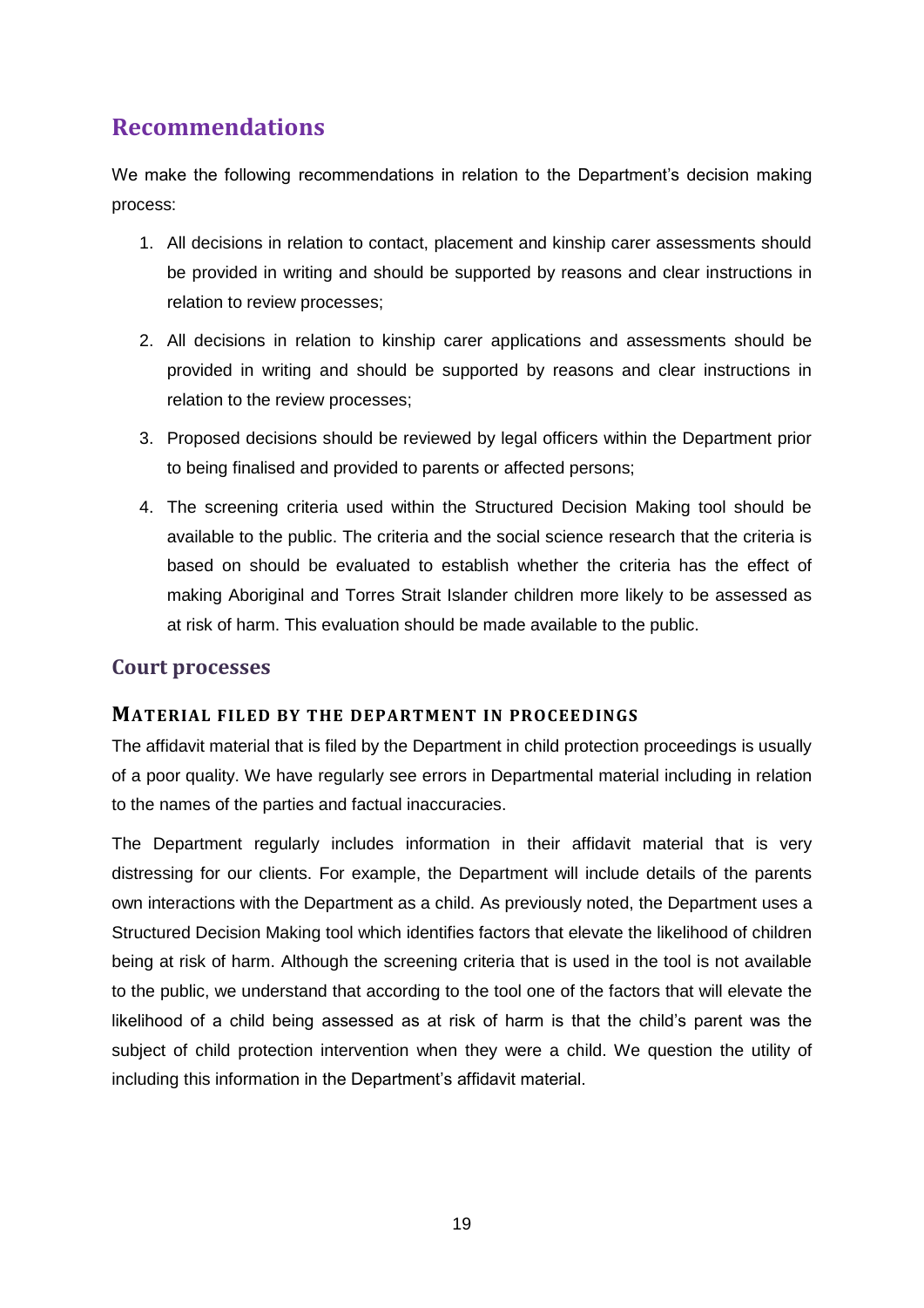## Recommendations

We make the following recommendations in relation to the Department's decision making process:

1. All decisions in relation to contact, placement and kinship carer assessments should be provided in writing and should be supported by reasons and clear instructions in relation to review processes;
2. All decisions in relation to kinship carer applications and assessments should be provided in writing and should be supported by reasons and clear instructions in relation to the review processes;
3. Proposed decisions should be reviewed by legal officers within the Department prior to being finalised and provided to parents or affected persons;
4. The screening criteria used within the Structured Decision Making tool should be available to the public. The criteria and the social science research that the criteria is based on should be evaluated to establish whether the criteria has the effect of making Aboriginal and Torres Strait Islander children more likely to be assessed as at risk of harm. This evaluation should be made available to the public.

### Court processes

#### MATERIAL FILED BY THE DEPARTMENT IN PROCEEDINGS

The affidavit material that is filed by the Department in child protection proceedings is usually of a poor quality. We have regularly see errors in Departmental material including in relation to the names of the parties and factual inaccuracies.

The Department regularly includes information in their affidavit material that is very distressing for our clients. For example, the Department will include details of the parents own interactions with the Department as a child. As previously noted, the Department uses a Structured Decision Making tool which identifies factors that elevate the likelihood of children being at risk of harm. Although the screening criteria that is used in the tool is not available to the public, we understand that according to the tool one of the factors that will elevate the likelihood of a child being assessed as at risk of harm is that the child's parent was the subject of child protection intervention when they were a child. We question the utility of including this information in the Department's affidavit material.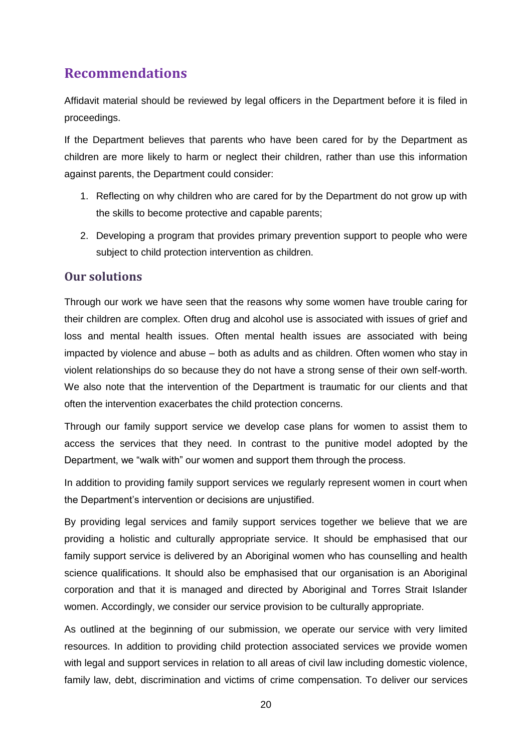## Recommendations

Affidavit material should be reviewed by legal officers in the Department before it is filed in proceedings.

If the Department believes that parents who have been cared for by the Department as children are more likely to harm or neglect their children, rather than use this information against parents, the Department could consider:

1. Reflecting on why children who are cared for by the Department do not grow up with the skills to become protective and capable parents;
2. Developing a program that provides primary prevention support to people who were subject to child protection intervention as children.

### Our solutions

Through our work we have seen that the reasons why some women have trouble caring for their children are complex. Often drug and alcohol use is associated with issues of grief and loss and mental health issues. Often mental health issues are associated with being impacted by violence and abuse – both as adults and as children. Often women who stay in violent relationships do so because they do not have a strong sense of their own self-worth. We also note that the intervention of the Department is traumatic for our clients and that often the intervention exacerbates the child protection concerns.

Through our family support service we develop case plans for women to assist them to access the services that they need. In contrast to the punitive model adopted by the Department, we "walk with" our women and support them through the process.

In addition to providing family support services we regularly represent women in court when the Department's intervention or decisions are unjustified.

By providing legal services and family support services together we believe that we are providing a holistic and culturally appropriate service. It should be emphasised that our family support service is delivered by an Aboriginal women who has counselling and health science qualifications. It should also be emphasised that our organisation is an Aboriginal corporation and that it is managed and directed by Aboriginal and Torres Strait Islander women. Accordingly, we consider our service provision to be culturally appropriate.

As outlined at the beginning of our submission, we operate our service with very limited resources. In addition to providing child protection associated services we provide women with legal and support services in relation to all areas of civil law including domestic violence, family law, debt, discrimination and victims of crime compensation. To deliver our services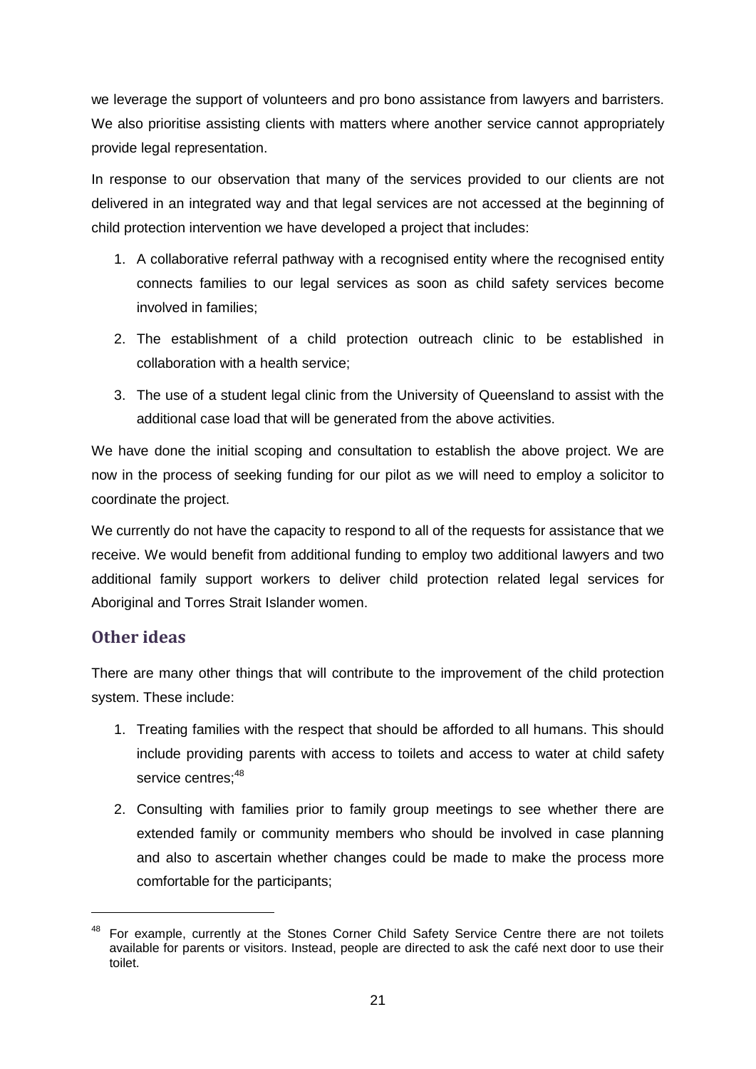we leverage the support of volunteers and pro bono assistance from lawyers and barristers. We also prioritise assisting clients with matters where another service cannot appropriately provide legal representation.

In response to our observation that many of the services provided to our clients are not delivered in an integrated way and that legal services are not accessed at the beginning of child protection intervention we have developed a project that includes:

1. A collaborative referral pathway with a recognised entity where the recognised entity connects families to our legal services as soon as child safety services become involved in families;
2. The establishment of a child protection outreach clinic to be established in collaboration with a health service;
3. The use of a student legal clinic from the University of Queensland to assist with the additional case load that will be generated from the above activities.

We have done the initial scoping and consultation to establish the above project. We are now in the process of seeking funding for our pilot as we will need to employ a solicitor to coordinate the project.

We currently do not have the capacity to respond to all of the requests for assistance that we receive. We would benefit from additional funding to employ two additional lawyers and two additional family support workers to deliver child protection related legal services for Aboriginal and Torres Strait Islander women.

## Other ideas

There are many other things that will contribute to the improvement of the child protection system. These include:

1. Treating families with the respect that should be afforded to all humans. This should include providing parents with access to toilets and access to water at child safety service centres;[48]
2. Consulting with families prior to family group meetings to see whether there are extended family or community members who should be involved in case planning and also to ascertain whether changes could be made to make the process more comfortable for the participants;

[48] For example, currently at the Stones Corner Child Safety Service Centre there are not toilets available for parents or visitors. Instead, people are directed to ask the café next door to use their toilet.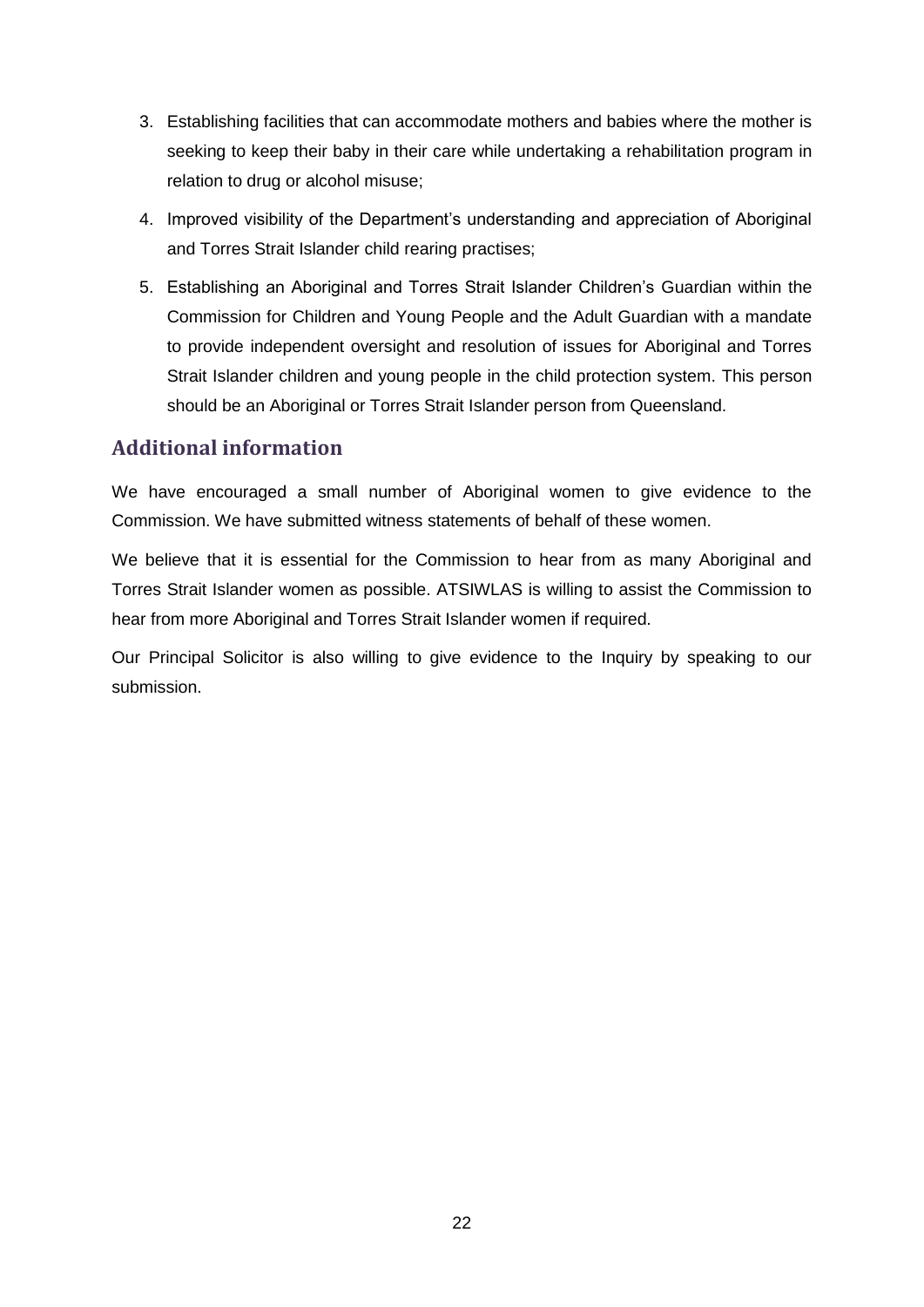3. Establishing facilities that can accommodate mothers and babies where the mother is seeking to keep their baby in their care while undertaking a rehabilitation program in relation to drug or alcohol misuse;
4. Improved visibility of the Department's understanding and appreciation of Aboriginal and Torres Strait Islander child rearing practises;
5. Establishing an Aboriginal and Torres Strait Islander Children's Guardian within the Commission for Children and Young People and the Adult Guardian with a mandate to provide independent oversight and resolution of issues for Aboriginal and Torres Strait Islander children and young people in the child protection system. This person should be an Aboriginal or Torres Strait Islander person from Queensland.

## Additional information

We have encouraged a small number of Aboriginal women to give evidence to the Commission. We have submitted witness statements of behalf of these women.

We believe that it is essential for the Commission to hear from as many Aboriginal and Torres Strait Islander women as possible. ATSIWLAS is willing to assist the Commission to hear from more Aboriginal and Torres Strait Islander women if required.

Our Principal Solicitor is also willing to give evidence to the Inquiry by speaking to our submission.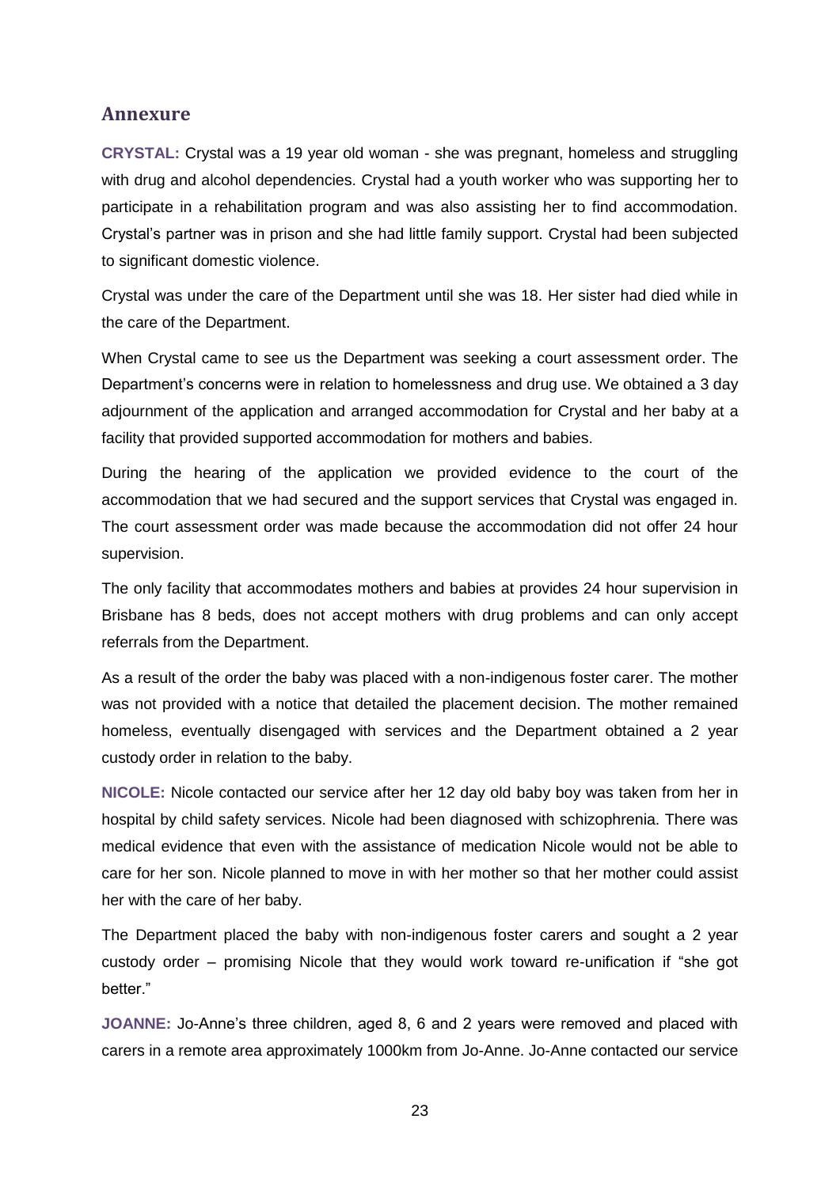## Annexure

**CRYSTAL:** Crystal was a 19 year old woman - she was pregnant, homeless and struggling with drug and alcohol dependencies. Crystal had a youth worker who was supporting her to participate in a rehabilitation program and was also assisting her to find accommodation. Crystal's partner was in prison and she had little family support. Crystal had been subjected to significant domestic violence.

Crystal was under the care of the Department until she was 18. Her sister had died while in the care of the Department.

When Crystal came to see us the Department was seeking a court assessment order. The Department's concerns were in relation to homelessness and drug use. We obtained a 3 day adjournment of the application and arranged accommodation for Crystal and her baby at a facility that provided supported accommodation for mothers and babies.

During the hearing of the application we provided evidence to the court of the accommodation that we had secured and the support services that Crystal was engaged in. The court assessment order was made because the accommodation did not offer 24 hour supervision.

The only facility that accommodates mothers and babies at provides 24 hour supervision in Brisbane has 8 beds, does not accept mothers with drug problems and can only accept referrals from the Department.

As a result of the order the baby was placed with a non-indigenous foster carer. The mother was not provided with a notice that detailed the placement decision. The mother remained homeless, eventually disengaged with services and the Department obtained a 2 year custody order in relation to the baby.

**NICOLE:** Nicole contacted our service after her 12 day old baby boy was taken from her in hospital by child safety services. Nicole had been diagnosed with schizophrenia. There was medical evidence that even with the assistance of medication Nicole would not be able to care for her son. Nicole planned to move in with her mother so that her mother could assist her with the care of her baby.

The Department placed the baby with non-indigenous foster carers and sought a 2 year custody order – promising Nicole that they would work toward re-unification if "she got better."

**JOANNE:** Jo-Anne's three children, aged 8, 6 and 2 years were removed and placed with carers in a remote area approximately 1000km from Jo-Anne. Jo-Anne contacted our service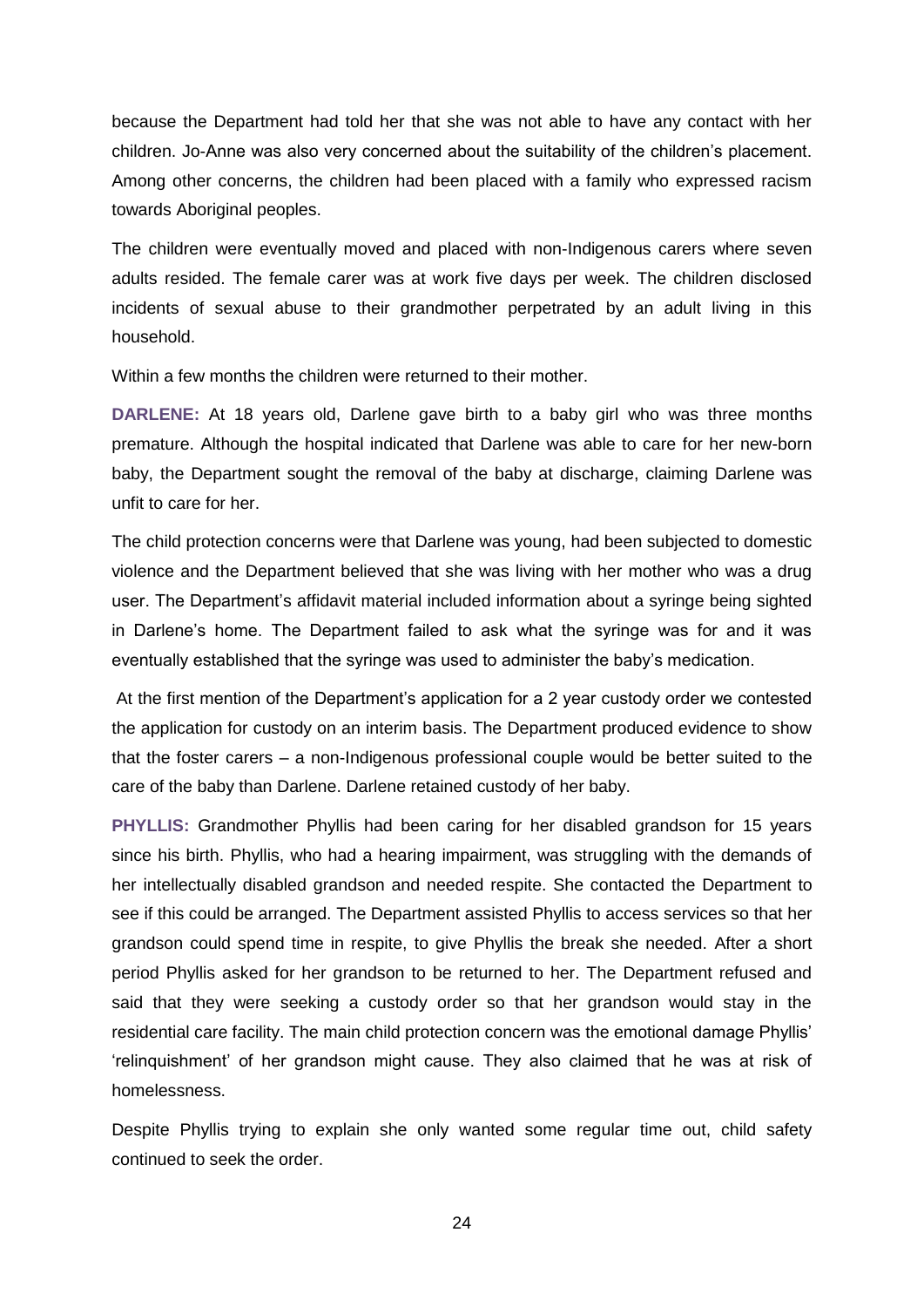because the Department had told her that she was not able to have any contact with her children. Jo-Anne was also very concerned about the suitability of the children's placement. Among other concerns, the children had been placed with a family who expressed racism towards Aboriginal peoples.

The children were eventually moved and placed with non-Indigenous carers where seven adults resided. The female carer was at work five days per week. The children disclosed incidents of sexual abuse to their grandmother perpetrated by an adult living in this household.

Within a few months the children were returned to their mother.

**DARLENE:** At 18 years old, Darlene gave birth to a baby girl who was three months premature. Although the hospital indicated that Darlene was able to care for her new-born baby, the Department sought the removal of the baby at discharge, claiming Darlene was unfit to care for her.

The child protection concerns were that Darlene was young, had been subjected to domestic violence and the Department believed that she was living with her mother who was a drug user. The Department's affidavit material included information about a syringe being sighted in Darlene's home. The Department failed to ask what the syringe was for and it was eventually established that the syringe was used to administer the baby's medication.

At the first mention of the Department's application for a 2 year custody order we contested the application for custody on an interim basis. The Department produced evidence to show that the foster carers – a non-Indigenous professional couple would be better suited to the care of the baby than Darlene. Darlene retained custody of her baby.

**PHYLLIS:** Grandmother Phyllis had been caring for her disabled grandson for 15 years since his birth. Phyllis, who had a hearing impairment, was struggling with the demands of her intellectually disabled grandson and needed respite. She contacted the Department to see if this could be arranged. The Department assisted Phyllis to access services so that her grandson could spend time in respite, to give Phyllis the break she needed. After a short period Phyllis asked for her grandson to be returned to her. The Department refused and said that they were seeking a custody order so that her grandson would stay in the residential care facility. The main child protection concern was the emotional damage Phyllis' 'relinquishment' of her grandson might cause. They also claimed that he was at risk of homelessness.

Despite Phyllis trying to explain she only wanted some regular time out, child safety continued to seek the order.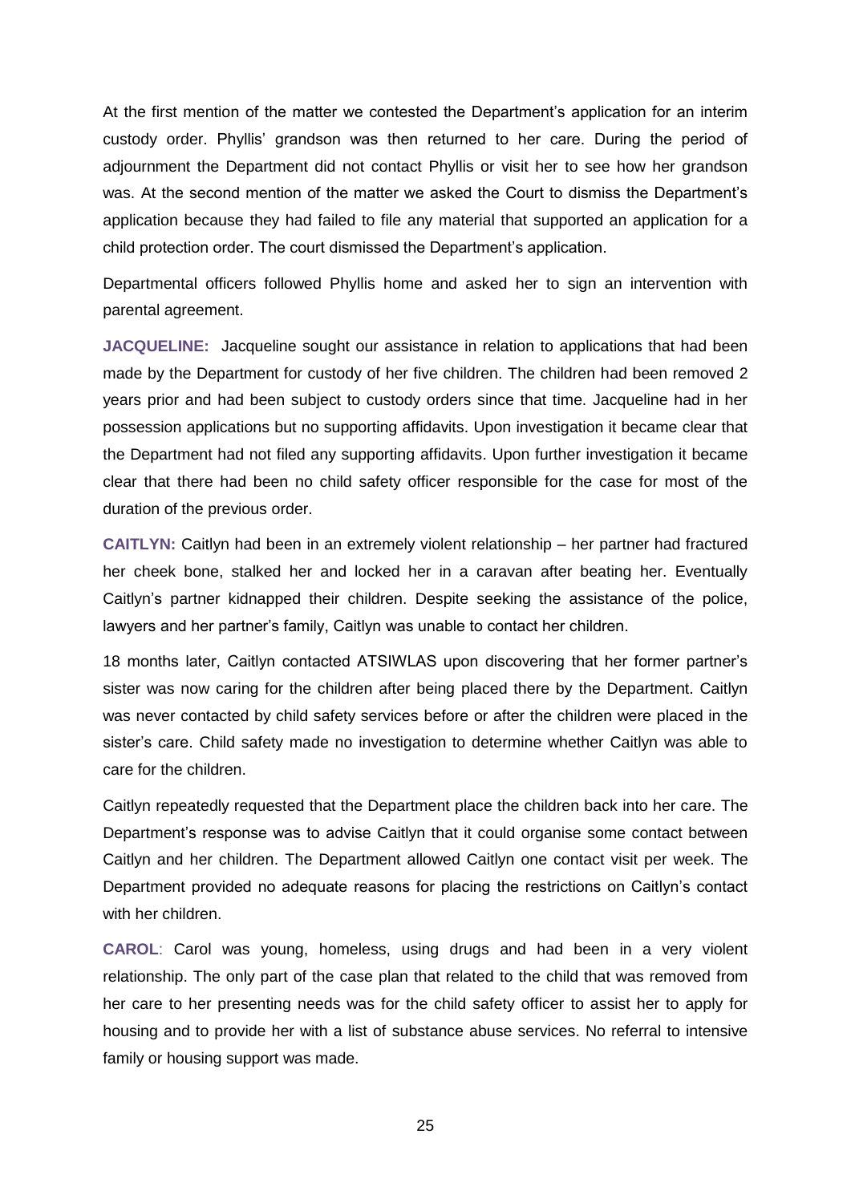At the first mention of the matter we contested the Department's application for an interim custody order. Phyllis' grandson was then returned to her care. During the period of adjournment the Department did not contact Phyllis or visit her to see how her grandson was. At the second mention of the matter we asked the Court to dismiss the Department's application because they had failed to file any material that supported an application for a child protection order. The court dismissed the Department's application.

Departmental officers followed Phyllis home and asked her to sign an intervention with parental agreement.

**JACQUELINE:** Jacqueline sought our assistance in relation to applications that had been made by the Department for custody of her five children. The children had been removed 2 years prior and had been subject to custody orders since that time. Jacqueline had in her possession applications but no supporting affidavits. Upon investigation it became clear that the Department had not filed any supporting affidavits. Upon further investigation it became clear that there had been no child safety officer responsible for the case for most of the duration of the previous order.

**CAITLYN:** Caitlyn had been in an extremely violent relationship – her partner had fractured her cheek bone, stalked her and locked her in a caravan after beating her. Eventually Caitlyn's partner kidnapped their children. Despite seeking the assistance of the police, lawyers and her partner's family, Caitlyn was unable to contact her children.

18 months later, Caitlyn contacted ATSIWLAS upon discovering that her former partner's sister was now caring for the children after being placed there by the Department. Caitlyn was never contacted by child safety services before or after the children were placed in the sister's care. Child safety made no investigation to determine whether Caitlyn was able to care for the children.

Caitlyn repeatedly requested that the Department place the children back into her care. The Department's response was to advise Caitlyn that it could organise some contact between Caitlyn and her children. The Department allowed Caitlyn one contact visit per week. The Department provided no adequate reasons for placing the restrictions on Caitlyn's contact with her children.

**CAROL**: Carol was young, homeless, using drugs and had been in a very violent relationship. The only part of the case plan that related to the child that was removed from her care to her presenting needs was for the child safety officer to assist her to apply for housing and to provide her with a list of substance abuse services. No referral to intensive family or housing support was made.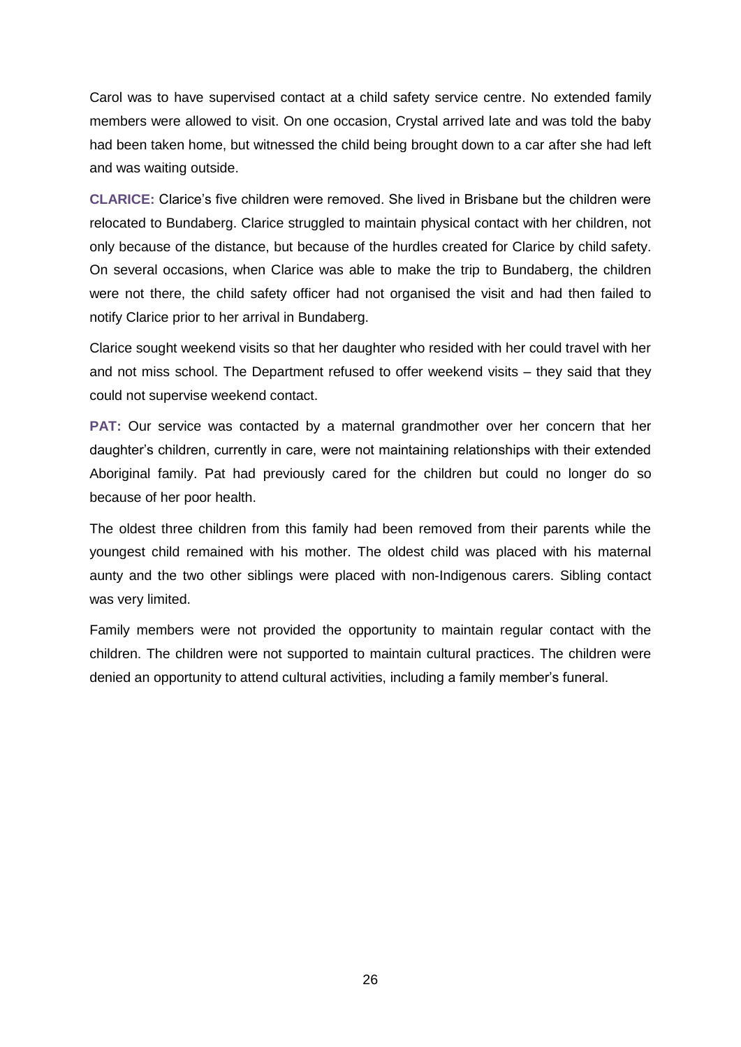Carol was to have supervised contact at a child safety service centre. No extended family members were allowed to visit. On one occasion, Crystal arrived late and was told the baby had been taken home, but witnessed the child being brought down to a car after she had left and was waiting outside.

**CLARICE:** Clarice's five children were removed. She lived in Brisbane but the children were relocated to Bundaberg. Clarice struggled to maintain physical contact with her children, not only because of the distance, but because of the hurdles created for Clarice by child safety. On several occasions, when Clarice was able to make the trip to Bundaberg, the children were not there, the child safety officer had not organised the visit and had then failed to notify Clarice prior to her arrival in Bundaberg.

Clarice sought weekend visits so that her daughter who resided with her could travel with her and not miss school. The Department refused to offer weekend visits – they said that they could not supervise weekend contact.

**PAT:** Our service was contacted by a maternal grandmother over her concern that her daughter's children, currently in care, were not maintaining relationships with their extended Aboriginal family. Pat had previously cared for the children but could no longer do so because of her poor health.

The oldest three children from this family had been removed from their parents while the youngest child remained with his mother. The oldest child was placed with his maternal aunty and the two other siblings were placed with non-Indigenous carers. Sibling contact was very limited.

Family members were not provided the opportunity to maintain regular contact with the children. The children were not supported to maintain cultural practices. The children were denied an opportunity to attend cultural activities, including a family member's funeral.